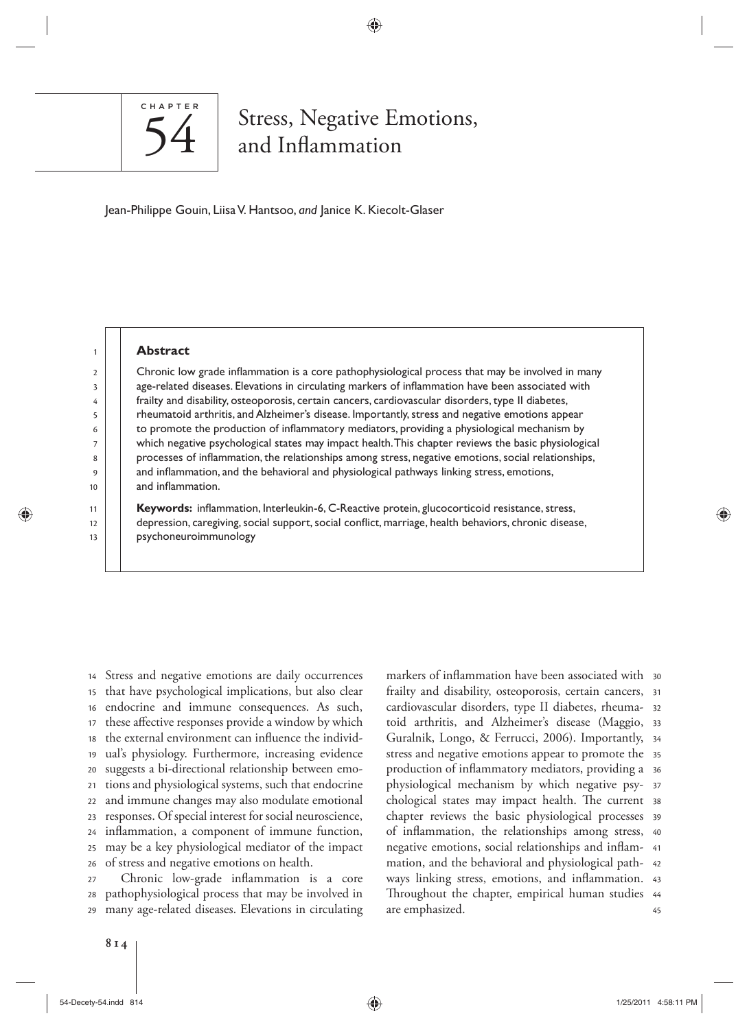CHAPTER 54

# Stress, Negative Emotions, and Inflammation

Jean-Philippe Gouin, Liisa V. Hantsoo, *and* Janice K. Kiecolt-Glaser

**Abstract**

Chronic low grade inflammation is a core pathophysiological process that may be involved in many age-related diseases. Elevations in circulating markers of inflammation have been associated with frailty and disability, osteoporosis, certain cancers, cardiovascular disorders, type II diabetes, rheumatoid arthritis, and Alzheimer's disease. Importantly, stress and negative emotions appear to promote the production of inflammatory mediators, providing a physiological mechanism by which negative psychological states may impact health. This chapter reviews the basic physiological processes of inflammation, the relationships among stress, negative emotions, social relationships, and inflammation, and the behavioral and physiological pathways linking stress, emotions, and inflammation.

**Keywords:** inflammation, Interleukin-6, C-Reactive protein, glucocorticoid resistance, stress, depression, caregiving, social support, social conflict, marriage, health behaviors, chronic disease, psychoneuroimmunology

Stress and negative emotions are daily occurrences that have psychological implications, but also clear endocrine and immune consequences. As such, these affective responses provide a window by which the external environment can influence the individual's physiology. Furthermore, increasing evidence suggests a bi-directional relationship between emotions and physiological systems, such that endocrine and immune changes may also modulate emotional responses. Of special interest for social neuroscience, inflammation, a component of immune function, may be a key physiological mediator of the impact of stress and negative emotions on health.

Chronic low-grade inflammation is a core pathophysiological process that may be involved in many age-related diseases. Elevations in circulating markers of inflammation have been associated with frailty and disability, osteoporosis, certain cancers, cardiovascular disorders, type II diabetes, rheumatoid arthritis, and Alzheimer's disease (Maggio, Guralnik, Longo, & Ferrucci, 2006). Importantly, stress and negative emotions appear to promote the production of inflammatory mediators, providing a physiological mechanism by which negative psychological states may impact health. The current chapter reviews the basic physiological processes of inflammation, the relationships among stress, negative emotions, social relationships and inflammation, and the behavioral and physiological pathways linking stress, emotions, and inflammation. Throughout the chapter, empirical human studies are emphasized.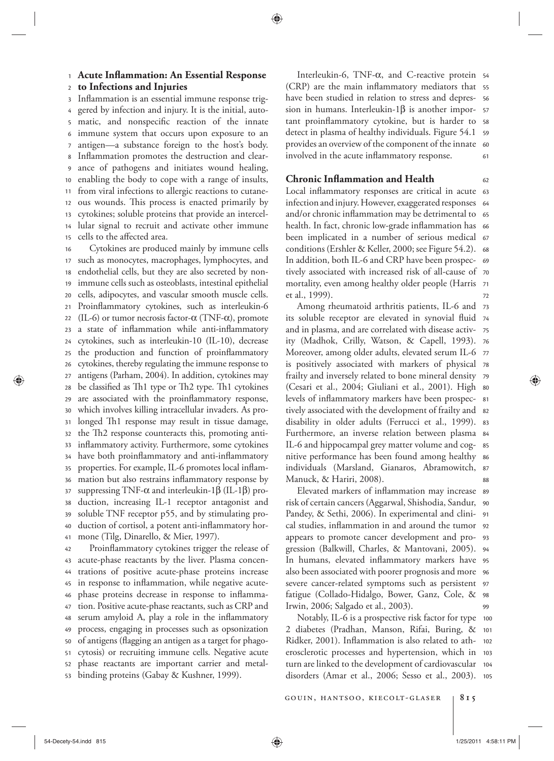## Acute Inflammation: An Essential Response to Infections and Injuries

Inflammation is an essential immune response triggered by infection and injury. It is the initial, automatic, and nonspecific reaction of the innate immune system that occurs upon exposure to an antigen—a substance foreign to the host's body. Inflammation promotes the destruction and clearance of pathogens and initiates wound healing, enabling the body to cope with a range of insults, from viral infections to allergic reactions to cutaneous wounds. This process is enacted primarily by cytokines; soluble proteins that provide an intercellular signal to recruit and activate other immune cells to the affected area.

Cytokines are produced mainly by immune cells such as monocytes, macrophages, lymphocytes, and endothelial cells, but they are also secreted by nonimmune cells such as osteoblasts, intestinal epithelial cells, adipocytes, and vascular smooth muscle cells. Proinflammatory cytokines, such as interleukin-6 (IL-6) or tumor necrosis factor-$\alpha$ (TNF-$\alpha$), promote a state of inflammation while anti-inflammatory cytokines, such as interleukin-10 (IL-10), decrease the production and function of proinflammatory cytokines, thereby regulating the immune response to antigens (Parham, 2004). In addition, cytokines may be classified as Th1 type or Th2 type. Th1 cytokines are associated with the proinflammatory response, which involves killing intracellular invaders. As prolonged Th1 response may result in tissue damage, the Th2 response counteracts this, promoting anti-inflammatory activity. Furthermore, some cytokines have both proinflammatory and anti-inflammatory properties. For example, IL-6 promotes local inflammation but also restrains inflammatory response by suppressing TNF-$\alpha$ and interleukin-1$\beta$ (IL-1$\beta$) production, increasing IL-1 receptor antagonist and soluble TNF receptor p55, and by stimulating production of cortisol, a potent anti-inflammatory hormone (Tilg, Dinarello, & Mier, 1997).

Proinflammatory cytokines trigger the release of acute-phase reactants by the liver. Plasma concentrations of positive acute-phase proteins increase in response to inflammation, while negative acute-phase proteins decrease in response to inflammation. Positive acute-phase reactants, such as CRP and serum amyloid A, play a role in the inflammatory process, engaging in processes such as opsonization of antigens (flagging an antigen as a target for phagocytosis) or recruiting immune cells. Negative acute phase reactants are important carrier and metal-binding proteins (Gabay & Kushner, 1999).

Interleukin-6, TNF-$\alpha$, and C-reactive protein (CRP) are the main inflammatory mediators that have been studied in relation to stress and depression in humans. Interleukin-1$\beta$ is another important proinflammatory cytokine, but is harder to detect in plasma of healthy individuals. Figure 54.1 provides an overview of the component of the innate involved in the acute inflammatory response.

## Chronic Inflammation and Health

Local inflammatory responses are critical in acute infection and injury. However, exaggerated responses and/or chronic inflammation may be detrimental to health. In fact, chronic low-grade inflammation has been implicated in a number of serious medical conditions (Ershler & Keller, 2000; see Figure 54.2). In addition, both IL-6 and CRP have been prospectively associated with increased risk of all-cause of mortality, even among healthy older people (Harris et al., 1999).

Among rheumatoid arthritis patients, IL-6 and its soluble receptor are elevated in synovial fluid and in plasma, and are correlated with disease activity (Madhok, Crilly, Watson, & Capell, 1993). Moreover, among older adults, elevated serum IL-6 is positively associated with markers of physical frailty and inversely related to bone mineral density (Cesari et al., 2004; Giuliani et al., 2001). High levels of inflammatory markers have been prospectively associated with the development of frailty and disability in older adults (Ferrucci et al., 1999). Furthermore, an inverse relation between plasma IL-6 and hippocampal grey matter volume and cognitive performance has been found among healthy individuals (Marsland, Gianaros, Abramowitch, Manuck, & Hariri, 2008).

Elevated markers of inflammation may increase risk of certain cancers (Aggarwal, Shishodia, Sandur, Pandey, & Sethi, 2006). In experimental and clinical studies, inflammation in and around the tumor appears to promote cancer development and progression (Balkwill, Charles, & Mantovani, 2005). In humans, elevated inflammatory markers have also been associated with poorer prognosis and more severe cancer-related symptoms such as persistent fatigue (Collado-Hidalgo, Bower, Ganz, Cole, & Irwin, 2006; Salgado et al., 2003).

Notably, IL-6 is a prospective risk factor for type 2 diabetes (Pradhan, Manson, Rifai, Buring, & Ridker, 2001). Inflammation is also related to atherosclerotic processes and hypertension, which in turn are linked to the development of cardiovascular disorders (Amar et al., 2006; Sesso et al., 2003).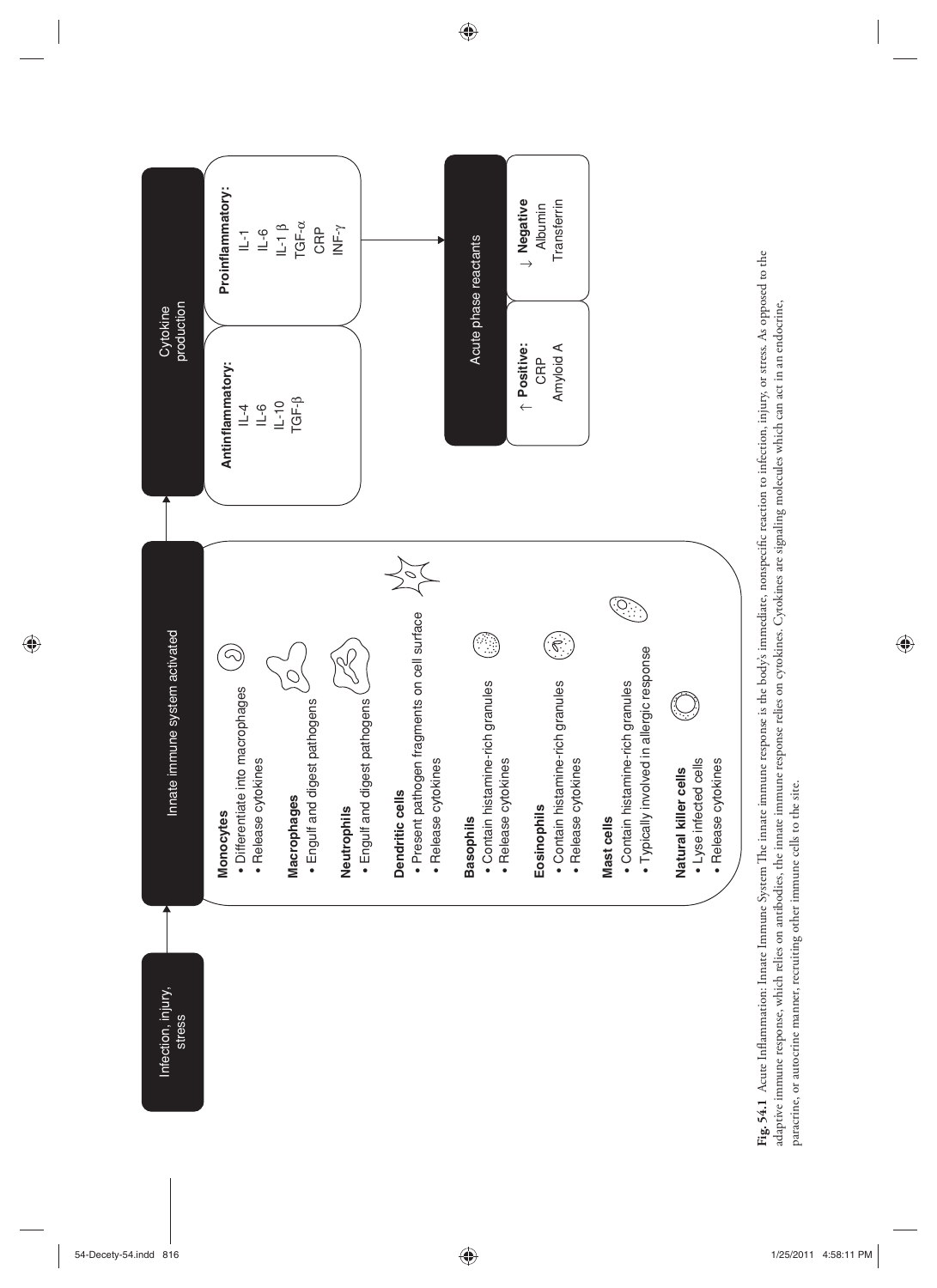Infection, injury, stress

Innate immune system activated

**Monocytes**
- Differentiate into macrophages
- Release cytokines

**Macrophages**
- Engulf and digest pathogens

**Neutrophils**
- Engulf and digest pathogens

**Dendritic cells**
- Present pathogen fragments on cell surface
- Release cytokines

**Basophils**
- Contain histamine-rich granules
- Release cytokines

**Eosinophils**
- Contain histamine-rich granules
- Release cytokines

**Mast cells**
- Contain histamine-rich granules
- Typically involved in allergic response

**Natural killer cells**
- Lyse infected cells
- Release cytokines

Cytokine production

**Antinflammatory:**
IL-4
IL-6
IL-10
TGF-β

**Proinflammatory:**
IL-1
IL-6
IL-1 β
TGF-α
CRP
INF-γ

Acute phase reactants

↑ **Positive:**
CRP
Amyloid A

↓ **Negative**
Albumin
Transferrin

**Fig. 54.1** Acute Inflammation: Innate Immune System The innate immune response is the body's immediate, nonspecific reaction to infection, injury, or stress. As opposed to the adaptive immune response, which relies on antibodies, the innate immune response relies on cytokines. Cytokines are signaling molecules which can act in an endocrine, paracrine, or autocrine manner, recruiting other immune cells to the site.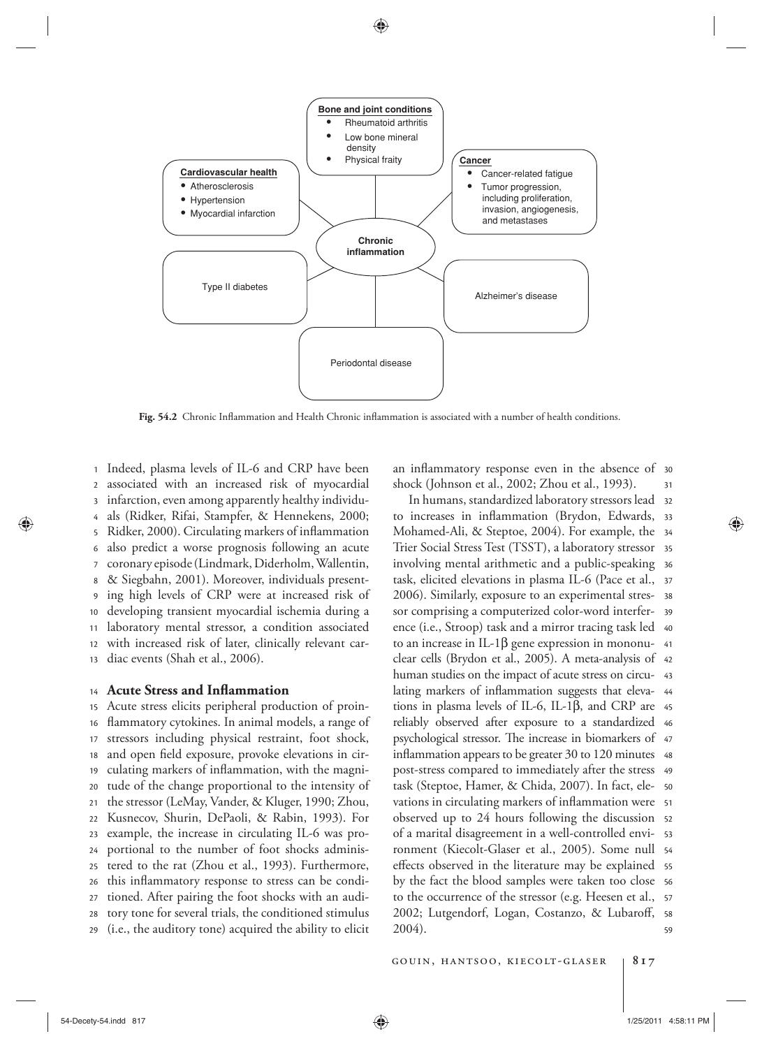Fig. 54.2 Chronic Inflammation and Health Chronic inflammation is associated with a number of health conditions.

Indeed, plasma levels of IL-6 and CRP have been associated with an increased risk of myocardial infarction, even among apparently healthy individuals (Ridker, Rifai, Stampfer, & Hennekens, 2000; Ridker, 2000). Circulating markers of inflammation also predict a worse prognosis following an acute coronary episode (Lindmark, Diderholm, Wallentin, & Siegbahn, 2001). Moreover, individuals presenting high levels of CRP were at increased risk of developing transient myocardial ischemia during a laboratory mental stressor, a condition associated with increased risk of later, clinically relevant cardiac events (Shah et al., 2006).

## Acute Stress and Inflammation

Acute stress elicits peripheral production of proinflammatory cytokines. In animal models, a range of stressors including physical restraint, foot shock, and open field exposure, provoke elevations in circulating markers of inflammation, with the magnitude of the change proportional to the intensity of the stressor (LeMay, Vander, & Kluger, 1990; Zhou, Kusnecov, Shurin, DePaoli, & Rabin, 1993). For example, the increase in circulating IL-6 was proportional to the number of foot shocks administered to the rat (Zhou et al., 1993). Furthermore, this inflammatory response to stress can be conditioned. After pairing the foot shocks with an auditory tone for several trials, the conditioned stimulus (i.e., the auditory tone) acquired the ability to elicit an inflammatory response even in the absence of shock (Johnson et al., 2002; Zhou et al., 1993).

In humans, standardized laboratory stressors lead to increases in inflammation (Brydon, Edwards, Mohamed-Ali, & Steptoe, 2004). For example, the Trier Social Stress Test (TSST), a laboratory stressor involving mental arithmetic and a public-speaking task, elicited elevations in plasma IL-6 (Pace et al., 2006). Similarly, exposure to an experimental stressor comprising a computerized color-word interference (i.e., Stroop) task and a mirror tracing task led to an increase in IL-1β gene expression in mononuclear cells (Brydon et al., 2005). A meta-analysis of human studies on the impact of acute stress on circulating markers of inflammation suggests that elevations in plasma levels of IL-6, IL-1β, and CRP are reliably observed after exposure to a standardized psychological stressor. The increase in biomarkers of inflammation appears to be greater 30 to 120 minutes post-stress compared to immediately after the stress task (Steptoe, Hamer, & Chida, 2007). In fact, elevations in circulating markers of inflammation were observed up to 24 hours following the discussion of a marital disagreement in a well-controlled environment (Kiecolt-Glaser et al., 2005). Some null effects observed in the literature may be explained by the fact the blood samples were taken too close to the occurrence of the stressor (e.g. Heesen et al., 2002; Lutgendorf, Logan, Costanzo, & Lubaroff, 2004).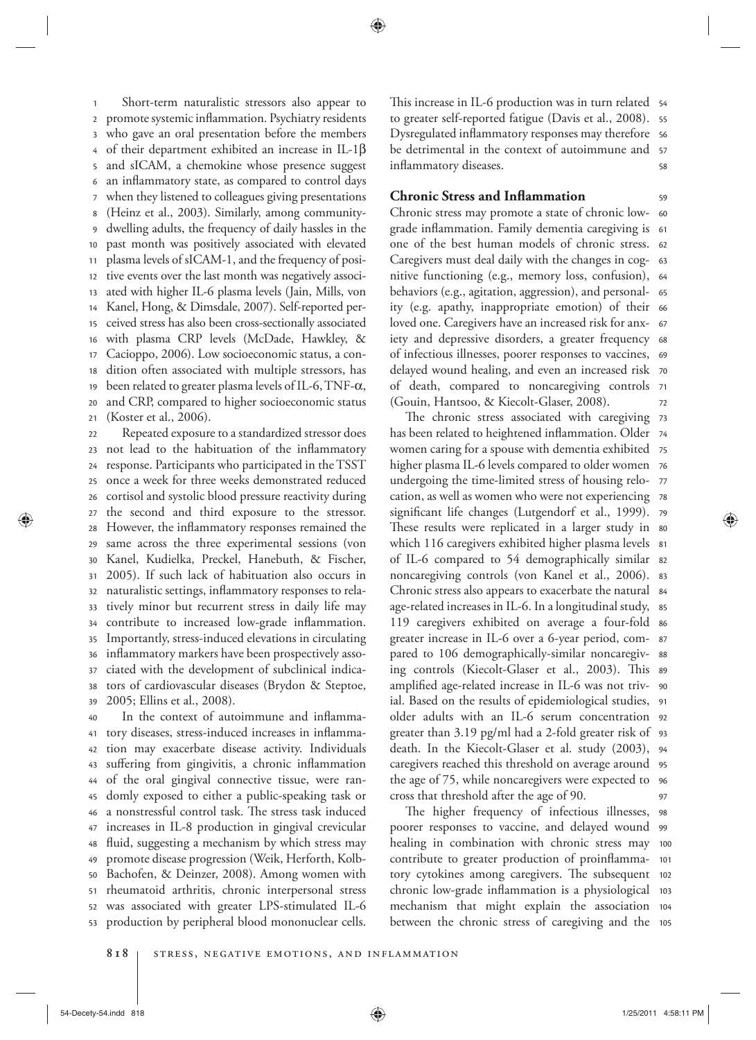Short-term naturalistic stressors also appear to promote systemic inflammation. Psychiatry residents who gave an oral presentation before the members of their department exhibited an increase in IL-1β and sICAM, a chemokine whose presence suggest an inflammatory state, as compared to control days when they listened to colleagues giving presentations (Heinz et al., 2003). Similarly, among community-dwelling adults, the frequency of daily hassles in the past month was positively associated with elevated plasma levels of sICAM-1, and the frequency of positive events over the last month was negatively associated with higher IL-6 plasma levels (Jain, Mills, von Kanel, Hong, & Dimsdale, 2007). Self-reported perceived stress has also been cross-sectionally associated with plasma CRP levels (McDade, Hawkley, & Cacioppo, 2006). Low socioeconomic status, a condition often associated with multiple stressors, has been related to greater plasma levels of IL-6, TNF-α, and CRP, compared to higher socioeconomic status (Koster et al., 2006).

Repeated exposure to a standardized stressor does not lead to the habituation of the inflammatory response. Participants who participated in the TSST once a week for three weeks demonstrated reduced cortisol and systolic blood pressure reactivity during the second and third exposure to the stressor. However, the inflammatory responses remained the same across the three experimental sessions (von Kanel, Kudielka, Preckel, Hanebuth, & Fischer, 2005). If such lack of habituation also occurs in naturalistic settings, inflammatory responses to relatively minor but recurrent stress in daily life may contribute to increased low-grade inflammation. Importantly, stress-induced elevations in circulating inflammatory markers have been prospectively associated with the development of subclinical indicators of cardiovascular diseases (Brydon & Steptoe, 2005; Ellins et al., 2008).

In the context of autoimmune and inflammatory diseases, stress-induced increases in inflammation may exacerbate disease activity. Individuals suffering from gingivitis, a chronic inflammation of the oral gingival connective tissue, were randomly exposed to either a public-speaking task or a nonstressful control task. The stress task induced increases in IL-8 production in gingival crevicular fluid, suggesting a mechanism by which stress may promote disease progression (Weik, Herforth, Kolb-Bachofen, & Deinzer, 2008). Among women with rheumatoid arthritis, chronic interpersonal stress was associated with greater LPS-stimulated IL-6 production by peripheral blood mononuclear cells. This increase in IL-6 production was in turn related to greater self-reported fatigue (Davis et al., 2008). Dysregulated inflammatory responses may therefore be detrimental in the context of autoimmune and inflammatory diseases.

## Chronic Stress and Inflammation

Chronic stress may promote a state of chronic low-grade inflammation. Family dementia caregiving is one of the best human models of chronic stress. Caregivers must deal daily with the changes in cognitive functioning (e.g., memory loss, confusion), behaviors (e.g., agitation, aggression), and personality (e.g. apathy, inappropriate emotion) of their loved one. Caregivers have an increased risk for anxiety and depressive disorders, a greater frequency of infectious illnesses, poorer responses to vaccines, delayed wound healing, and even an increased risk of death, compared to noncaregiving controls (Gouin, Hantsoo, & Kiecolt-Glaser, 2008).

The chronic stress associated with caregiving has been related to heightened inflammation. Older women caring for a spouse with dementia exhibited higher plasma IL-6 levels compared to older women undergoing the time-limited stress of housing relocation, as well as women who were not experiencing significant life changes (Lutgendorf et al., 1999). These results were replicated in a larger study in which 116 caregivers exhibited higher plasma levels of IL-6 compared to 54 demographically similar noncaregiving controls (von Kanel et al., 2006). Chronic stress also appears to exacerbate the natural age-related increases in IL-6. In a longitudinal study, 119 caregivers exhibited on average a four-fold greater increase in IL-6 over a 6-year period, compared to 106 demographically-similar noncaregiving controls (Kiecolt-Glaser et al., 2003). This amplified age-related increase in IL-6 was not trivial. Based on the results of epidemiological studies, older adults with an IL-6 serum concentration greater than 3.19 pg/ml had a 2-fold greater risk of death. In the Kiecolt-Glaser et al. study (2003), caregivers reached this threshold on average around the age of 75, while noncaregivers were expected to cross that threshold after the age of 90.

The higher frequency of infectious illnesses, poorer responses to vaccine, and delayed wound healing in combination with chronic stress may contribute to greater production of proinflammatory cytokines among caregivers. The subsequent chronic low-grade inflammation is a physiological mechanism that might explain the association between the chronic stress of caregiving and the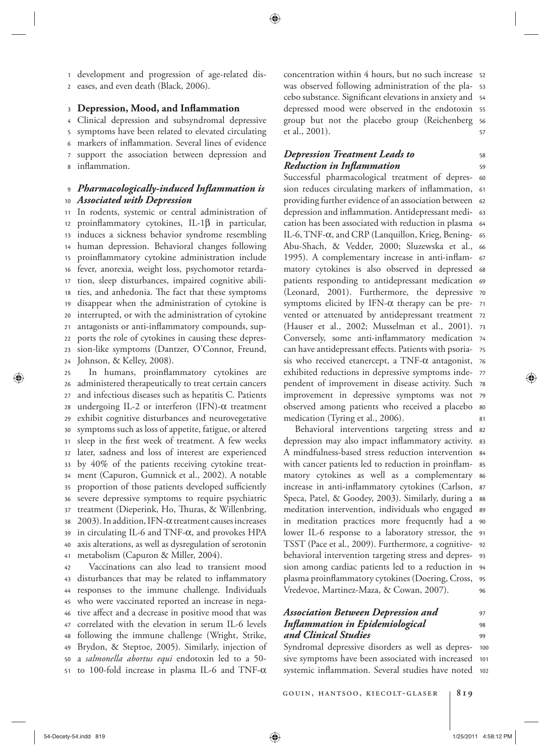development and progression of age-related diseases, and even death (Black, 2006).

## Depression, Mood, and Inflammation

Clinical depression and subsyndromal depressive symptoms have been related to elevated circulating markers of inflammation. Several lines of evidence support the association between depression and inflammation.

### *Pharmacologically-induced Inflammation is Associated with Depression*

In rodents, systemic or central administration of proinflammatory cytokines, IL-1β in particular, induces a sickness behavior syndrome resembling human depression. Behavioral changes following proinflammatory cytokine administration include fever, anorexia, weight loss, psychomotor retardation, sleep disturbances, impaired cognitive abilities, and anhedonia. The fact that these symptoms disappear when the administration of cytokine is interrupted, or with the administration of cytokine antagonists or anti-inflammatory compounds, supports the role of cytokines in causing these depression-like symptoms (Dantzer, O'Connor, Freund, Johnson, & Kelley, 2008).

In humans, proinflammatory cytokines are administered therapeutically to treat certain cancers and infectious diseases such as hepatitis C. Patients undergoing IL-2 or interferon (IFN)-α treatment exhibit cognitive disturbances and neurovegetative symptoms such as loss of appetite, fatigue, or altered sleep in the first week of treatment. A few weeks later, sadness and loss of interest are experienced by 40% of the patients receiving cytokine treatment (Capuron, Gumnick et al., 2002). A notable proportion of those patients developed sufficiently severe depressive symptoms to require psychiatric treatment (Dieperink, Ho, Thuras, & Willenbring, 2003). In addition, IFN-α treatment causes increases in circulating IL-6 and TNF-α, and provokes HPA axis alterations, as well as dysregulation of serotonin metabolism (Capuron & Miller, 2004).

Vaccinations can also lead to transient mood disturbances that may be related to inflammatory responses to the immune challenge. Individuals who were vaccinated reported an increase in negative affect and a decrease in positive mood that was correlated with the elevation in serum IL-6 levels following the immune challenge (Wright, Strike, Brydon, & Steptoe, 2005). Similarly, injection of a *salmonella abortus equi* endotoxin led to a 50- to 100-fold increase in plasma IL-6 and TNF-α concentration within 4 hours, but no such increase was observed following administration of the placebo substance. Significant elevations in anxiety and depressed mood were observed in the endotoxin group but not the placebo group (Reichenberg et al., 2001).

### *Depression Treatment Leads to Reduction in Inflammation*

Successful pharmacological treatment of depression reduces circulating markers of inflammation, providing further evidence of an association between depression and inflammation. Antidepressant medication has been associated with reduction in plasma IL-6, TNF-α, and CRP (Lanquillon, Krieg, Bening-Abu-Shach, & Vedder, 2000; Sluzewska et al., 1995). A complementary increase in anti-inflammatory cytokines is also observed in depressed patients responding to antidepressant medication (Leonard, 2001). Furthermore, the depressive symptoms elicited by IFN-α therapy can be prevented or attenuated by antidepressant treatment (Hauser et al., 2002; Musselman et al., 2001). Conversely, some anti-inflammatory medication can have antidepressant effects. Patients with psoriasis who received etanercept, a TNF-α antagonist, exhibited reductions in depressive symptoms independent of improvement in disease activity. Such improvement in depressive symptoms was not observed among patients who received a placebo medication (Tyring et al., 2006).

Behavioral interventions targeting stress and depression may also impact inflammatory activity. A mindfulness-based stress reduction intervention with cancer patients led to reduction in proinflammatory cytokines as well as a complementary increase in anti-inflammatory cytokines (Carlson, Speca, Patel, & Goodey, 2003). Similarly, during a meditation intervention, individuals who engaged in meditation practices more frequently had a lower IL-6 response to a laboratory stressor, the TSST (Pace et al., 2009). Furthermore, a cognitive-behavioral intervention targeting stress and depression among cardiac patients led to a reduction in plasma proinflammatory cytokines (Doering, Cross, Vredevoe, Martinez-Maza, & Cowan, 2007).

### *Association Between Depression and Inflammation in Epidemiological and Clinical Studies*

Syndromal depressive disorders as well as depressive symptoms have been associated with increased systemic inflammation. Several studies have noted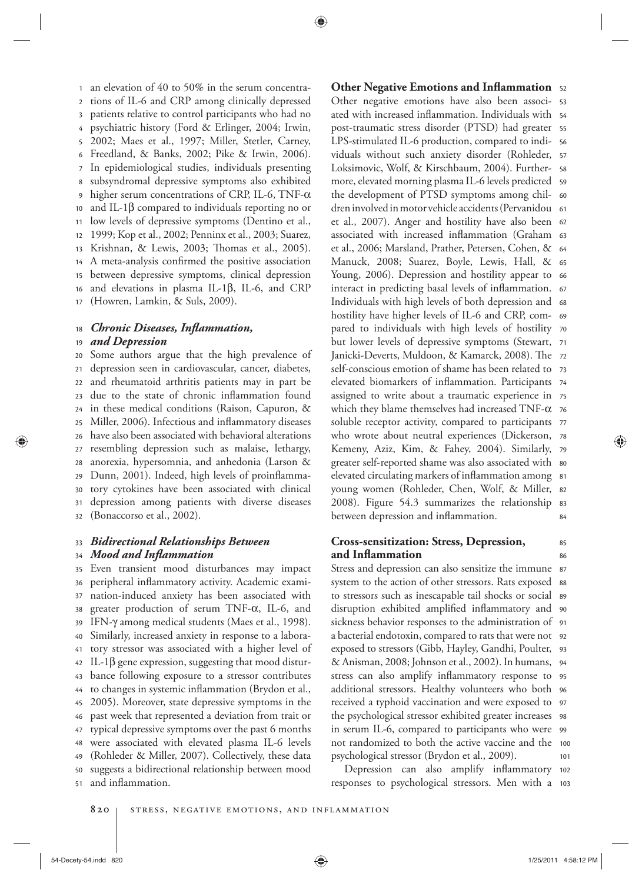an elevation of 40 to 50% in the serum concentrations of IL-6 and CRP among clinically depressed patients relative to control participants who had no psychiatric history (Ford & Erlinger, 2004; Irwin, 2002; Maes et al., 1997; Miller, Stetler, Carney, Freedland, & Banks, 2002; Pike & Irwin, 2006). In epidemiological studies, individuals presenting subsyndromal depressive symptoms also exhibited higher serum concentrations of CRP, IL-6, TNF-$\alpha$ and IL-1$\beta$ compared to individuals reporting no or low levels of depressive symptoms (Dentino et al., 1999; Kop et al., 2002; Penninx et al., 2003; Suarez, Krishnan, & Lewis, 2003; Thomas et al., 2005). A meta-analysis confirmed the positive association between depressive symptoms, clinical depression and elevations in plasma IL-1$\beta$, IL-6, and CRP (Howren, Lamkin, & Suls, 2009).

### *Chronic Diseases, Inflammation, and Depression*

Some authors argue that the high prevalence of depression seen in cardiovascular, cancer, diabetes, and rheumatoid arthritis patients may in part be due to the state of chronic inflammation found in these medical conditions (Raison, Capuron, & Miller, 2006). Infectious and inflammatory diseases have also been associated with behavioral alterations resembling depression such as malaise, lethargy, anorexia, hypersomnia, and anhedonia (Larson & Dunn, 2001). Indeed, high levels of proinflammatory cytokines have been associated with clinical depression among patients with diverse diseases (Bonaccorso et al., 2002).

### *Bidirectional Relationships Between Mood and Inflammation*

Even transient mood disturbances may impact peripheral inflammatory activity. Academic examination-induced anxiety has been associated with greater production of serum TNF-$\alpha$, IL-6, and IFN-$\gamma$ among medical students (Maes et al., 1998). Similarly, increased anxiety in response to a laboratory stressor was associated with a higher level of IL-1$\beta$ gene expression, suggesting that mood disturbance following exposure to a stressor contributes to changes in systemic inflammation (Brydon et al., 2005). Moreover, state depressive symptoms in the past week that represented a deviation from trait or typical depressive symptoms over the past 6 months were associated with elevated plasma IL-6 levels (Rohleder & Miller, 2007). Collectively, these data suggests a bidirectional relationship between mood and inflammation.

## Other Negative Emotions and Inflammation

Other negative emotions have also been associated with increased inflammation. Individuals with post-traumatic stress disorder (PTSD) had greater LPS-stimulated IL-6 production, compared to individuals without such anxiety disorder (Rohleder, Loksimovic, Wolf, & Kirschbaum, 2004). Furthermore, elevated morning plasma IL-6 levels predicted the development of PTSD symptoms among children involved in motor vehicle accidents (Pervanidou et al., 2007). Anger and hostility have also been associated with increased inflammation (Graham et al., 2006; Marsland, Prather, Petersen, Cohen, & Manuck, 2008; Suarez, Boyle, Lewis, Hall, & Young, 2006). Depression and hostility appear to interact in predicting basal levels of inflammation. Individuals with high levels of both depression and hostility have higher levels of IL-6 and CRP, compared to individuals with high levels of hostility but lower levels of depressive symptoms (Stewart, Janicki-Deverts, Muldoon, & Kamarck, 2008). The self-conscious emotion of shame has been related to elevated biomarkers of inflammation. Participants assigned to write about a traumatic experience in which they blame themselves had increased TNF-$\alpha$ soluble receptor activity, compared to participants who wrote about neutral experiences (Dickerson, Kemeny, Aziz, Kim, & Fahey, 2004). Similarly, greater self-reported shame was also associated with elevated circulating markers of inflammation among young women (Rohleder, Chen, Wolf, & Miller, 2008). Figure 54.3 summarizes the relationship between depression and inflammation.

## Cross-sensitization: Stress, Depression, and Inflammation

Stress and depression can also sensitize the immune system to the action of other stressors. Rats exposed to stressors such as inescapable tail shocks or social disruption exhibited amplified inflammatory and sickness behavior responses to the administration of a bacterial endotoxin, compared to rats that were not exposed to stressors (Gibb, Hayley, Gandhi, Poulter, & Anisman, 2008; Johnson et al., 2002). In humans, stress can also amplify inflammatory response to additional stressors. Healthy volunteers who both received a typhoid vaccination and were exposed to the psychological stressor exhibited greater increases in serum IL-6, compared to participants who were not randomized to both the active vaccine and the psychological stressor (Brydon et al., 2009).

Depression can also amplify inflammatory responses to psychological stressors. Men with a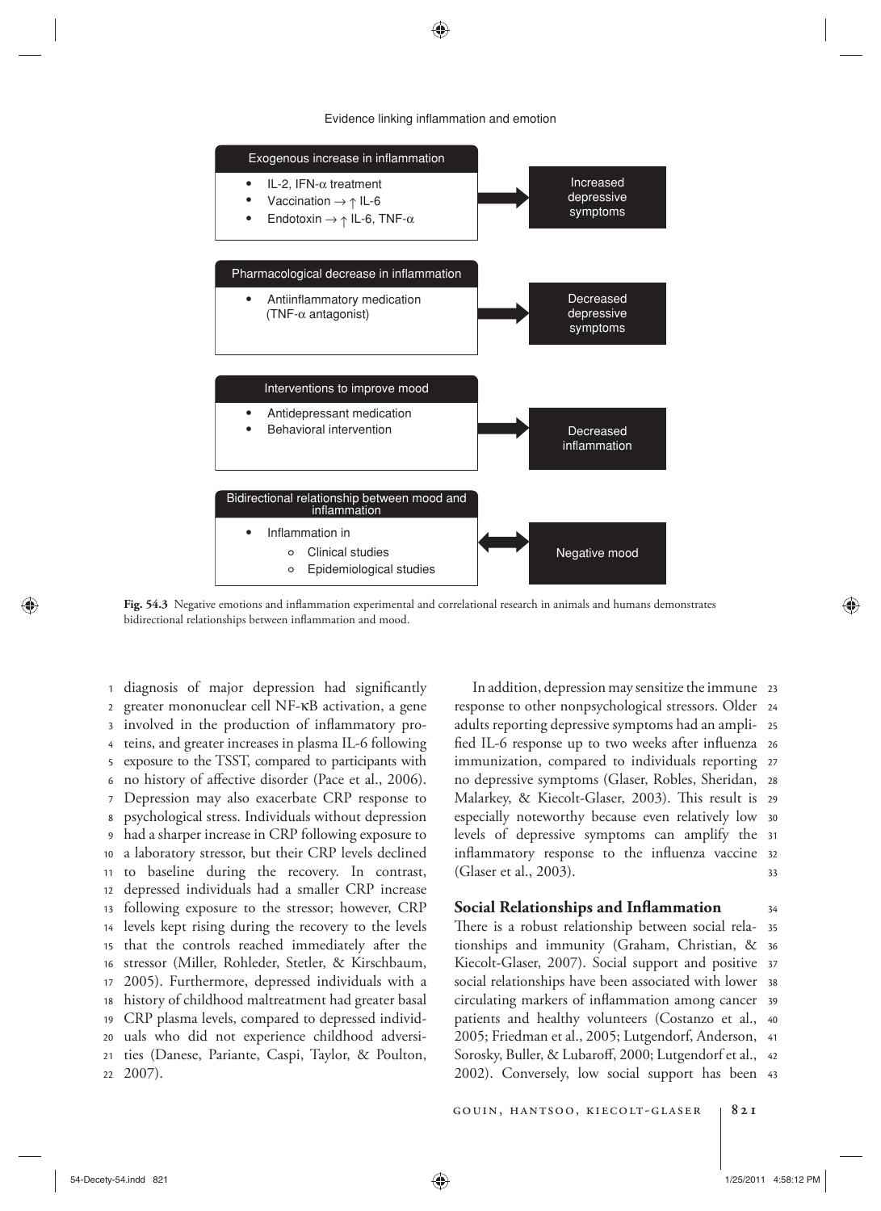Evidence linking inflammation and emotion

**Exogenous increase in inflammation**

- IL-2, IFN-α treatment
- Vaccination → ↑ IL-6
- Endotoxin → ↑ IL-6, TNF-α

→ Increased depressive symptoms

**Pharmacological decrease in inflammation**

- Antiinflammatory medication (TNF-α antagonist)

→ Decreased depressive symptoms

**Interventions to improve mood**

- Antidepressant medication
- Behavioral intervention

→ Decreased inflammation

**Bidirectional relationship between mood and inflammation**

- Inflammation in
  - Clinical studies
  - Epidemiological studies

↔ Negative mood

**Fig. 54.3** Negative emotions and inflammation experimental and correlational research in animals and humans demonstrates bidirectional relationships between inflammation and mood.

diagnosis of major depression had significantly greater mononuclear cell NF-κB activation, a gene involved in the production of inflammatory proteins, and greater increases in plasma IL-6 following exposure to the TSST, compared to participants with no history of affective disorder (Pace et al., 2006). Depression may also exacerbate CRP response to psychological stress. Individuals without depression had a sharper increase in CRP following exposure to a laboratory stressor, but their CRP levels declined to baseline during the recovery. In contrast, depressed individuals had a smaller CRP increase following exposure to the stressor; however, CRP levels kept rising during the recovery to the levels that the controls reached immediately after the stressor (Miller, Rohleder, Stetler, & Kirschbaum, 2005). Furthermore, depressed individuals with a history of childhood maltreatment had greater basal CRP plasma levels, compared to depressed individuals who did not experience childhood adversities (Danese, Pariante, Caspi, Taylor, & Poulton, 2007).

In addition, depression may sensitize the immune response to other nonpsychological stressors. Older adults reporting depressive symptoms had an amplified IL-6 response up to two weeks after influenza immunization, compared to individuals reporting no depressive symptoms (Glaser, Robles, Sheridan, Malarkey, & Kiecolt-Glaser, 2003). This result is especially noteworthy because even relatively low levels of depressive symptoms can amplify the inflammatory response to the influenza vaccine (Glaser et al., 2003).

## Social Relationships and Inflammation

There is a robust relationship between social relationships and immunity (Graham, Christian, & Kiecolt-Glaser, 2007). Social support and positive social relationships have been associated with lower circulating markers of inflammation among cancer patients and healthy volunteers (Costanzo et al., 2005; Friedman et al., 2005; Lutgendorf, Anderson, Sorosky, Buller, & Lubaroff, 2000; Lutgendorf et al., 2002). Conversely, low social support has been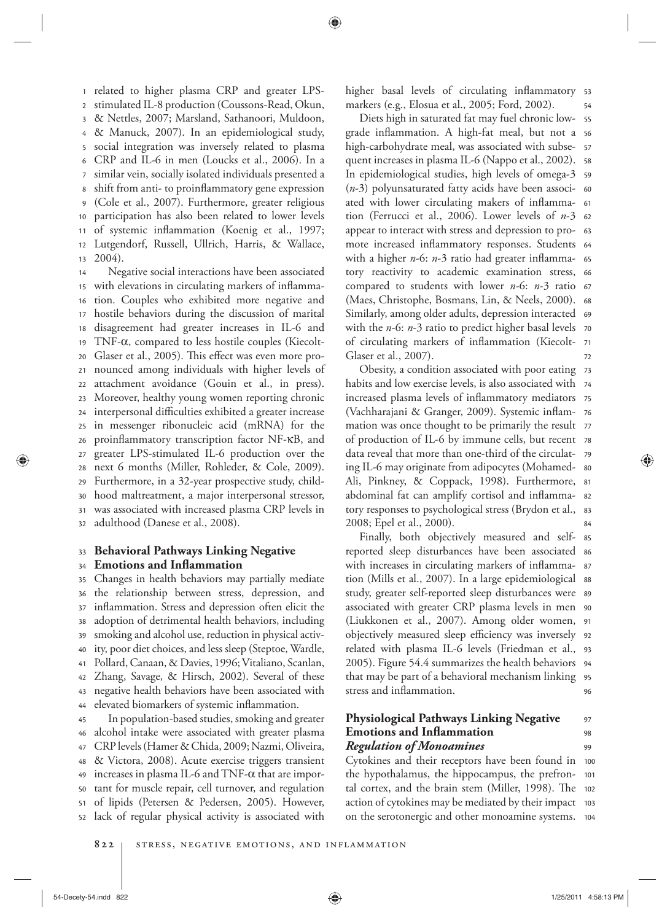related to higher plasma CRP and greater LPS-stimulated IL-8 production (Coussons-Read, Okun, & Nettles, 2007; Marsland, Sathanoori, Muldoon, & Manuck, 2007). In an epidemiological study, social integration was inversely related to plasma CRP and IL-6 in men (Loucks et al., 2006). In a similar vein, socially isolated individuals presented a shift from anti- to proinflammatory gene expression (Cole et al., 2007). Furthermore, greater religious participation has also been related to lower levels of systemic inflammation (Koenig et al., 1997; Lutgendorf, Russell, Ullrich, Harris, & Wallace, 2004).

Negative social interactions have been associated with elevations in circulating markers of inflammation. Couples who exhibited more negative and hostile behaviors during the discussion of marital disagreement had greater increases in IL-6 and TNF-α, compared to less hostile couples (Kiecolt-Glaser et al., 2005). This effect was even more pronounced among individuals with higher levels of attachment avoidance (Gouin et al., in press). Moreover, healthy young women reporting chronic interpersonal difficulties exhibited a greater increase in messenger ribonucleic acid (mRNA) for the proinflammatory transcription factor NF-κB, and greater LPS-stimulated IL-6 production over the next 6 months (Miller, Rohleder, & Cole, 2009). Furthermore, in a 32-year prospective study, childhood maltreatment, a major interpersonal stressor, was associated with increased plasma CRP levels in adulthood (Danese et al., 2008).

## Behavioral Pathways Linking Negative Emotions and Inflammation

Changes in health behaviors may partially mediate the relationship between stress, depression, and inflammation. Stress and depression often elicit the adoption of detrimental health behaviors, including smoking and alcohol use, reduction in physical activity, poor diet choices, and less sleep (Steptoe, Wardle, Pollard, Canaan, & Davies, 1996; Vitaliano, Scanlan, Zhang, Savage, & Hirsch, 2002). Several of these negative health behaviors have been associated with elevated biomarkers of systemic inflammation.

In population-based studies, smoking and greater alcohol intake were associated with greater plasma CRP levels (Hamer & Chida, 2009; Nazmi, Oliveira, & Victora, 2008). Acute exercise triggers transient increases in plasma IL-6 and TNF-α that are important for muscle repair, cell turnover, and regulation of lipids (Petersen & Pedersen, 2005). However, lack of regular physical activity is associated with higher basal levels of circulating inflammatory markers (e.g., Elosua et al., 2005; Ford, 2002).

Diets high in saturated fat may fuel chronic low-grade inflammation. A high-fat meal, but not a high-carbohydrate meal, was associated with subsequent increases in plasma IL-6 (Nappo et al., 2002). In epidemiological studies, high levels of omega-3 ($n$-3) polyunsaturated fatty acids have been associated with lower circulating makers of inflammation (Ferrucci et al., 2006). Lower levels of $n$-3 appear to interact with stress and depression to promote increased inflammatory responses. Students with a higher $n$-6: $n$-3 ratio had greater inflammatory reactivity to academic examination stress, compared to students with lower $n$-6: $n$-3 ratio (Maes, Christophe, Bosmans, Lin, & Neels, 2000). Similarly, among older adults, depression interacted with the $n$-6: $n$-3 ratio to predict higher basal levels of circulating markers of inflammation (Kiecolt-Glaser et al., 2007).

Obesity, a condition associated with poor eating habits and low exercise levels, is also associated with increased plasma levels of inflammatory mediators (Vachharajani & Granger, 2009). Systemic inflammation was once thought to be primarily the result of production of IL-6 by immune cells, but recent data reveal that more than one-third of the circulating IL-6 may originate from adipocytes (Mohamed-Ali, Pinkney, & Coppack, 1998). Furthermore, abdominal fat can amplify cortisol and inflammatory responses to psychological stress (Brydon et al., 2008; Epel et al., 2000).

Finally, both objectively measured and self-reported sleep disturbances have been associated with increases in circulating markers of inflammation (Mills et al., 2007). In a large epidemiological study, greater self-reported sleep disturbances were associated with greater CRP plasma levels in men (Liukkonen et al., 2007). Among older women, objectively measured sleep efficiency was inversely related with plasma IL-6 levels (Friedman et al., 2005). Figure 54.4 summarizes the health behaviors that may be part of a behavioral mechanism linking stress and inflammation.

## Physiological Pathways Linking Negative Emotions and Inflammation

### *Regulation of Monoamines*

Cytokines and their receptors have been found in the hypothalamus, the hippocampus, the prefrontal cortex, and the brain stem (Miller, 1998). The action of cytokines may be mediated by their impact on the serotonergic and other monoamine systems.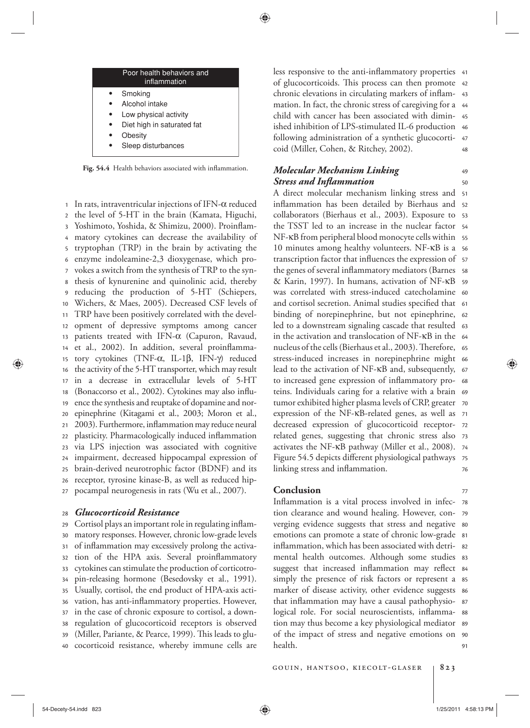**Poor health behaviors and inflammation**

- Smoking
- Alcohol intake
- Low physical activity
- Diet high in saturated fat
- Obesity
- Sleep disturbances

**Fig. 54.4** Health behaviors associated with inflammation.

In rats, intraventricular injections of IFN-α reduced the level of 5-HT in the brain (Kamata, Higuchi, Yoshimoto, Yoshida, & Shimizu, 2000). Proinflammatory cytokines can decrease the availability of tryptophan (TRP) in the brain by activating the enzyme indoleamine-2,3 dioxygenase, which provokes a switch from the synthesis of TRP to the synthesis of kynurenine and quinolinic acid, thereby reducing the production of 5-HT (Schiepers, Wichers, & Maes, 2005). Decreased CSF levels of TRP have been positively correlated with the development of depressive symptoms among cancer patients treated with IFN-α (Capuron, Ravaud, et al., 2002). In addition, several proinflammatory cytokines (TNF-α, IL-1β, IFN-γ) reduced the activity of the 5-HT transporter, which may result in a decrease in extracellular levels of 5-HT (Bonaccorso et al., 2002). Cytokines may also influence the synthesis and reuptake of dopamine and norepinephrine (Kitagami et al., 2003; Moron et al., 2003). Furthermore, inflammation may reduce neural plasticity. Pharmacologically induced inflammation via LPS injection was associated with cognitive impairment, decreased hippocampal expression of brain-derived neurotrophic factor (BDNF) and its receptor, tyrosine kinase-B, as well as reduced hippocampal neurogenesis in rats (Wu et al., 2007).

### *Glucocorticoid Resistance*

Cortisol plays an important role in regulating inflammatory responses. However, chronic low-grade levels of inflammation may excessively prolong the activation of the HPA axis. Several proinflammatory cytokines can stimulate the production of corticotropin-releasing hormone (Besedovsky et al., 1991). Usually, cortisol, the end product of HPA-axis activation, has anti-inflammatory properties. However, in the case of chronic exposure to cortisol, a downregulation of glucocorticoid receptors is observed (Miller, Pariante, & Pearce, 1999). This leads to glucocorticoid resistance, whereby immune cells are less responsive to the anti-inflammatory properties of glucocorticoids. This process can then promote chronic elevations in circulating markers of inflammation. In fact, the chronic stress of caregiving for a child with cancer has been associated with diminished inhibition of LPS-stimulated IL-6 production following administration of a synthetic glucocorticoid (Miller, Cohen, & Ritchey, 2002).

### *Molecular Mechanism Linking Stress and Inflammation*

A direct molecular mechanism linking stress and inflammation has been detailed by Bierhaus and collaborators (Bierhaus et al., 2003). Exposure to the TSST led to an increase in the nuclear factor NF-κB from peripheral blood monocyte cells within 10 minutes among healthy volunteers. NF-κB is a transcription factor that influences the expression of the genes of several inflammatory mediators (Barnes & Karin, 1997). In humans, activation of NF-κB was correlated with stress-induced catecholamine and cortisol secretion. Animal studies specified that binding of norepinephrine, but not epinephrine, led to a downstream signaling cascade that resulted in the activation and translocation of NF-κB in the nucleus of the cells (Bierhaus et al., 2003). Therefore, stress-induced increases in norepinephrine might lead to the activation of NF-κB and, subsequently, to increased gene expression of inflammatory proteins. Individuals caring for a relative with a brain tumor exhibited higher plasma levels of CRP, greater expression of the NF-κB-related genes, as well as decreased expression of glucocorticoid receptor-related genes, suggesting that chronic stress also activates the NF-κB pathway (Miller et al., 2008). Figure 54.5 depicts different physiological pathways linking stress and inflammation.

## Conclusion

Inflammation is a vital process involved in infection clearance and wound healing. However, converging evidence suggests that stress and negative emotions can promote a state of chronic low-grade inflammation, which has been associated with detrimental health outcomes. Although some studies suggest that increased inflammation may reflect simply the presence of risk factors or represent a marker of disease activity, other evidence suggests that inflammation may have a causal pathophysiological role. For social neuroscientists, inflammation may thus become a key physiological mediator of the impact of stress and negative emotions on health.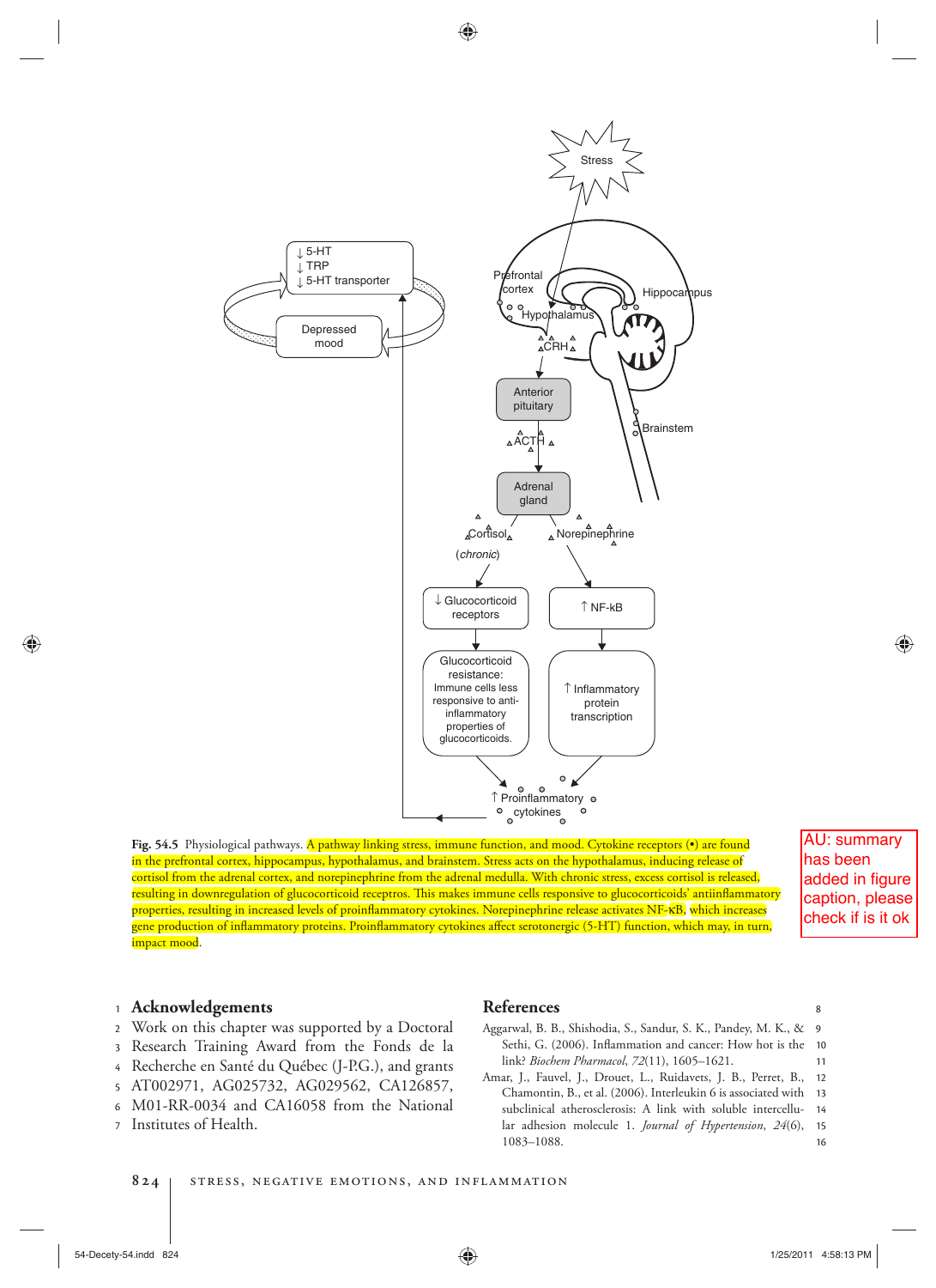Fig. 54.5 Physiological pathways. A pathway linking stress, immune function, and mood. Cytokine receptors (•) are found in the prefrontal cortex, hippocampus, hypothalamus, and brainstem. Stress acts on the hypothalamus, inducing release of cortisol from the adrenal cortex, and norepinephrine from the adrenal medulla. With chronic stress, excess cortisol is released, resulting in downregulation of glucocorticoid receptros. This makes immune cells less responsive to glucocorticoids' antiinflammatory properties, resulting in increased levels of proinflammatory cytokines. Norepinephrine release activates NF-κB, which increases gene production of inflammatory proteins. Proinflammatory cytokines affect serotonergic (5-HT) function, which may, in turn, impact mood.

AU: summary has been added in figure caption, please check if is it ok

## Acknowledgements

Work on this chapter was supported by a Doctoral Research Training Award from the Fonds de la Recherche en Santé du Québec (J-P.G.), and grants AT002971, AG025732, AG029562, CA126857, M01-RR-0034 and CA16058 from the National Institutes of Health.

## References

Aggarwal, B. B., Shishodia, S., Sandur, S. K., Pandey, M. K., & Sethi, G. (2006). Inflammation and cancer: How hot is the link? *Biochem Pharmacol, 72*(11), 1605–1621.

Amar, J., Fauvel, J., Drouet, L., Ruidavets, J. B., Perret, B., Chamontin, B., et al. (2006). Interleukin 6 is associated with subclinical atherosclerosis: A link with soluble intercellular adhesion molecule 1. *Journal of Hypertension, 24*(6), 1083–1088.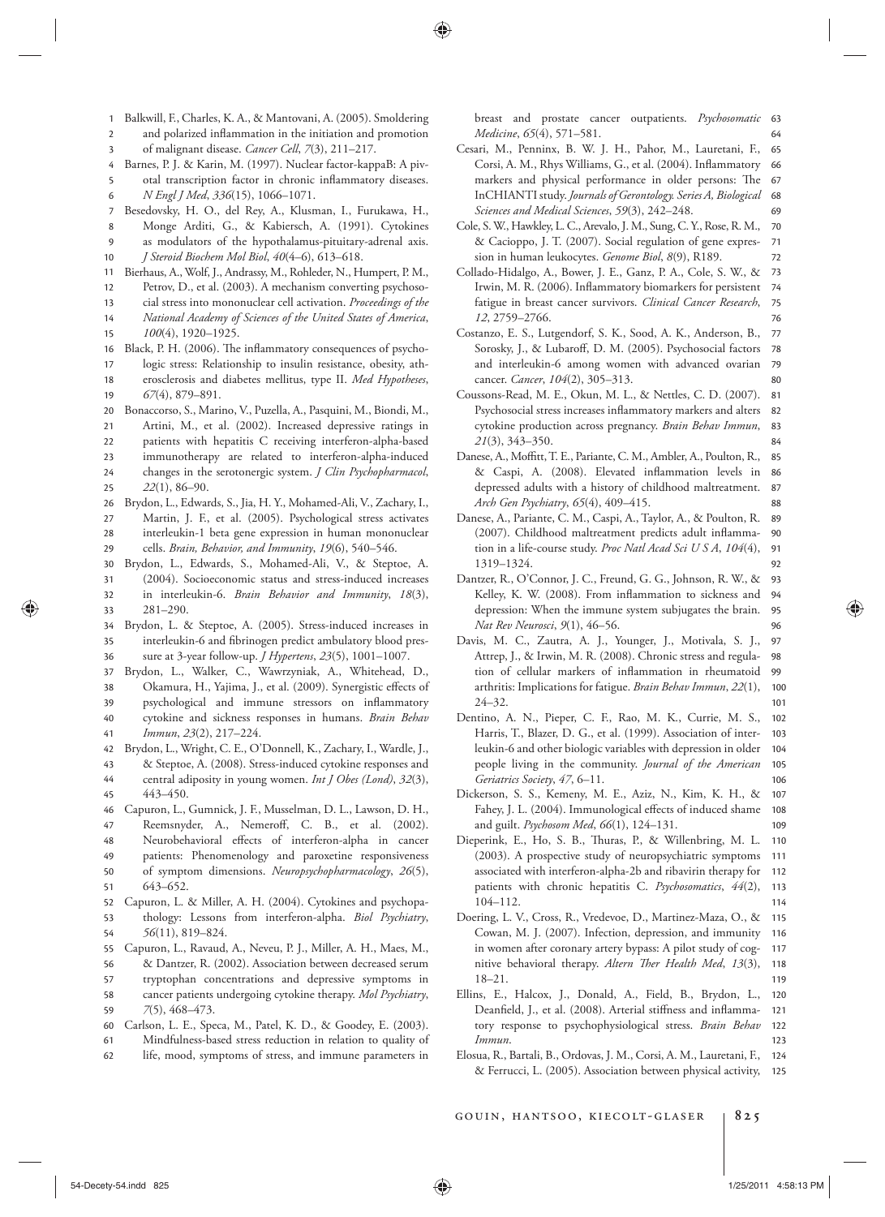Balkwill, F., Charles, K. A., & Mantovani, A. (2005). Smoldering and polarized inflammation in the initiation and promotion of malignant disease. *Cancer Cell*, *7*(3), 211–217.

Barnes, P. J. & Karin, M. (1997). Nuclear factor-kappaB: A pivotal transcription factor in chronic inflammatory diseases. *N Engl J Med*, *336*(15), 1066–1071.

Besedovsky, H. O., del Rey, A., Klusman, I., Furukawa, H., Monge Arditi, G., & Kabiersch, A. (1991). Cytokines as modulators of the hypothalamus-pituitary-adrenal axis. *J Steroid Biochem Mol Biol*, *40*(4–6), 613–618.

Bierhaus, A., Wolf, J., Andrassy, M., Rohleder, N., Humpert, P. M., Petrov, D., et al. (2003). A mechanism converting psychosocial stress into mononuclear cell activation. *Proceedings of the National Academy of Sciences of the United States of America*, *100*(4), 1920–1925.

Black, P. H. (2006). The inflammatory consequences of psychologic stress: Relationship to insulin resistance, obesity, atherosclerosis and diabetes mellitus, type II. *Med Hypotheses*, *67*(4), 879–891.

Bonaccorso, S., Marino, V., Puzella, A., Pasquini, M., Biondi, M., Artini, M., et al. (2002). Increased depressive ratings in patients with hepatitis C receiving interferon-alpha-based immunotherapy are related to interferon-alpha-induced changes in the serotonergic system. *J Clin Psychopharmacol*, *22*(1), 86–90.

Brydon, L., Edwards, S., Jia, H. Y., Mohamed-Ali, V., Zachary, I., Martin, J. F., et al. (2005). Psychological stress activates interleukin-1 beta gene expression in human mononuclear cells. *Brain, Behavior, and Immunity*, *19*(6), 540–546.

Brydon, L., Edwards, S., Mohamed-Ali, V., & Steptoe, A. (2004). Socioeconomic status and stress-induced increases in interleukin-6. *Brain Behavior and Immunity*, *18*(3), 281–290.

Brydon, L. & Steptoe, A. (2005). Stress-induced increases in interleukin-6 and fibrinogen predict ambulatory blood pressure at 3-year follow-up. *J Hypertens*, *23*(5), 1001–1007.

Brydon, L., Walker, C., Wawrzyniak, A., Whitehead, D., Okamura, H., Yajima, J., et al. (2009). Synergistic effects of psychological and immune stressors on inflammatory cytokine and sickness responses in humans. *Brain Behav Immun*, *23*(2), 217–224.

Brydon, L., Wright, C. E., O'Donnell, K., Zachary, I., Wardle, J., & Steptoe, A. (2008). Stress-induced cytokine responses and central adiposity in young women. *Int J Obes (Lond)*, *32*(3), 443–450.

Capuron, L., Gumnick, J. F., Musselman, D. L., Lawson, D. H., Reemsnyder, A., Nemeroff, C. B., et al. (2002). Neurobehavioral effects of interferon-alpha in cancer patients: Phenomenology and paroxetine responsiveness of symptom dimensions. *Neuropsychopharmacology*, *26*(5), 643–652.

Capuron, L. & Miller, A. H. (2004). Cytokines and psychopathology: Lessons from interferon-alpha. *Biol Psychiatry*, *56*(11), 819–824.

Capuron, L., Ravaud, A., Neveu, P. J., Miller, A. H., Maes, M., & Dantzer, R. (2002). Association between decreased serum tryptophan concentrations and depressive symptoms in cancer patients undergoing cytokine therapy. *Mol Psychiatry*, *7*(5), 468–473.

Carlson, L. E., Speca, M., Patel, K. D., & Goodey, E. (2003). Mindfulness-based stress reduction in relation to quality of life, mood, symptoms of stress, and immune parameters in breast and prostate cancer outpatients. *Psychosomatic Medicine*, *65*(4), 571–581.

Cesari, M., Penninx, B. W. J. H., Pahor, M., Lauretani, F., Corsi, A. M., Rhys Williams, G., et al. (2004). Inflammatory markers and physical performance in older persons: The InCHIANTI study. *Journals of Gerontology. Series A, Biological Sciences and Medical Sciences*, *59*(3), 242–248.

Cole, S. W., Hawkley, L. C., Arevalo, J. M., Sung, C. Y., Rose, R. M., & Cacioppo, J. T. (2007). Social regulation of gene expression in human leukocytes. *Genome Biol*, *8*(9), R189.

Collado-Hidalgo, A., Bower, J. E., Ganz, P. A., Cole, S. W., & Irwin, M. R. (2006). Inflammatory biomarkers for persistent fatigue in breast cancer survivors. *Clinical Cancer Research*, *12*, 2759–2766.

Costanzo, E. S., Lutgendorf, S. K., Sood, A. K., Anderson, B., Sorosky, J., & Lubaroff, D. M. (2005). Psychosocial factors and interleukin-6 among women with advanced ovarian cancer. *Cancer*, *104*(2), 305–313.

Coussons-Read, M. E., Okun, M. L., & Nettles, C. D. (2007). Psychosocial stress increases inflammatory markers and alters cytokine production across pregnancy. *Brain Behav Immun*, *21*(3), 343–350.

Danese, A., Moffitt, T. E., Pariante, C. M., Ambler, A., Poulton, R., & Caspi, A. (2008). Elevated inflammation levels in depressed adults with a history of childhood maltreatment. *Arch Gen Psychiatry*, *65*(4), 409–415.

Danese, A., Pariante, C. M., Caspi, A., Taylor, A., & Poulton, R. (2007). Childhood maltreatment predicts adult inflammation in a life-course study. *Proc Natl Acad Sci U S A*, *104*(4), 1319–1324.

Dantzer, R., O'Connor, J. C., Freund, G. G., Johnson, R. W., & Kelley, K. W. (2008). From inflammation to sickness and depression: When the immune system subjugates the brain. *Nat Rev Neurosci*, *9*(1), 46–56.

Davis, M. C., Zautra, A. J., Younger, J., Motivala, S. J., Attrep, J., & Irwin, M. R. (2008). Chronic stress and regulation of cellular markers of inflammation in rheumatoid arthritis: Implications for fatigue. *Brain Behav Immun*, *22*(1), 24–32.

Dentino, A. N., Pieper, C. F., Rao, M. K., Currie, M. S., Harris, T., Blazer, D. G., et al. (1999). Association of interleukin-6 and other biologic variables with depression in older people living in the community. *Journal of the American Geriatrics Society*, *47*, 6–11.

Dickerson, S. S., Kemeny, M. E., Aziz, N., Kim, K. H., & Fahey, J. L. (2004). Immunological effects of induced shame and guilt. *Psychosom Med*, *66*(1), 124–131.

Dieperink, E., Ho, S. B., Thuras, P., & Willenbring, M. L. (2003). A prospective study of neuropsychiatric symptoms associated with interferon-alpha-2b and ribavirin therapy for patients with chronic hepatitis C. *Psychosomatics*, *44*(2), 104–112.

Doering, L. V., Cross, R., Vredevoe, D., Martinez-Maza, O., & Cowan, M. J. (2007). Infection, depression, and immunity in women after coronary artery bypass: A pilot study of cognitive behavioral therapy. *Altern Ther Health Med*, *13*(3), 18–21.

Ellins, E., Halcox, J., Donald, A., Field, B., Brydon, L., Deanfield, J., et al. (2008). Arterial stiffness and inflammatory response to psychophysiological stress. *Brain Behav Immun*.

Elosua, R., Bartali, B., Ordovas, J. M., Corsi, A. M., Lauretani, F., & Ferrucci, L. (2005). Association between physical activity,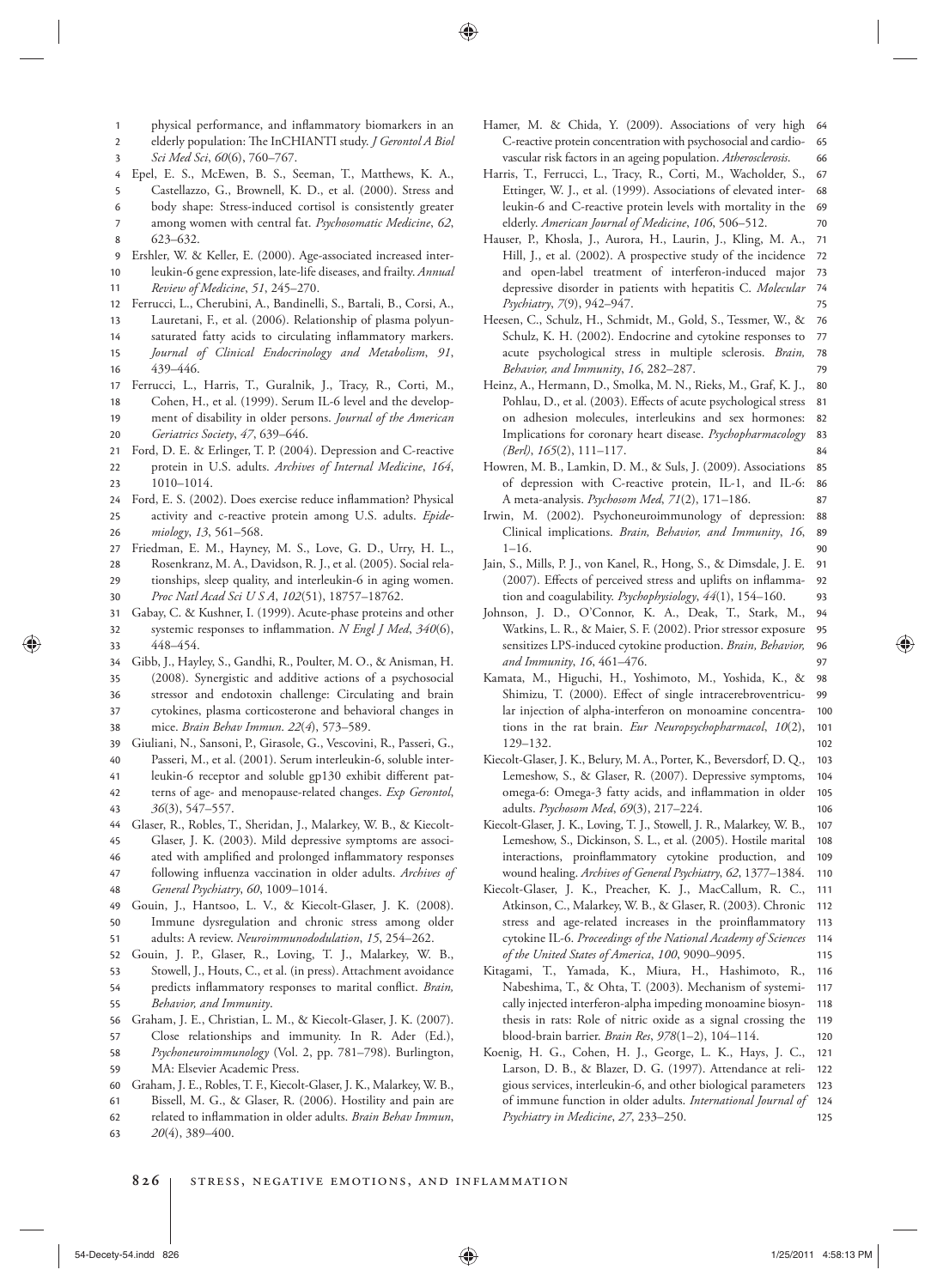physical performance, and inflammatory biomarkers in an elderly population: The InCHIANTI study. *J Gerontol A Biol Sci Med Sci*, *60*(6), 760–767.

Epel, E. S., McEwen, B. S., Seeman, T., Matthews, K. A., Castellazzo, G., Brownell, K. D., et al. (2000). Stress and body shape: Stress-induced cortisol is consistently greater among women with central fat. *Psychosomatic Medicine*, *62*, 623–632.

Ershler, W. & Keller, E. (2000). Age-associated increased interleukin-6 gene expression, late-life diseases, and frailty. *Annual Review of Medicine*, *51*, 245–270.

Ferrucci, L., Cherubini, A., Bandinelli, S., Bartali, B., Corsi, A., Lauretani, F., et al. (2006). Relationship of plasma polyunsaturated fatty acids to circulating inflammatory markers. *Journal of Clinical Endocrinology and Metabolism*, *91*, 439–446.

Ferrucci, L., Harris, T., Guralnik, J., Tracy, R., Corti, M., Cohen, H., et al. (1999). Serum IL-6 level and the development of disability in older persons. *Journal of the American Geriatrics Society*, *47*, 639–646.

Ford, D. E. & Erlinger, T. P. (2004). Depression and C-reactive protein in U.S. adults. *Archives of Internal Medicine*, *164*, 1010–1014.

Ford, E. S. (2002). Does exercise reduce inflammation? Physical activity and c-reactive protein among U.S. adults. *Epidemiology*, *13*, 561–568.

Friedman, E. M., Hayney, M. S., Love, G. D., Urry, H. L., Rosenkranz, M. A., Davidson, R. J., et al. (2005). Social relationships, sleep quality, and interleukin-6 in aging women. *Proc Natl Acad Sci U S A*, *102*(51), 18757–18762.

Gabay, C. & Kushner, I. (1999). Acute-phase proteins and other systemic responses to inflammation. *N Engl J Med*, *340*(6), 448–454.

Gibb, J., Hayley, S., Gandhi, R., Poulter, M. O., & Anisman, H. (2008). Synergistic and additive actions of a psychosocial stressor and endotoxin challenge: Circulating and brain cytokines, plasma corticosterone and behavioral changes in mice. *Brain Behav Immun*. *22*(4), 573–589.

Giuliani, N., Sansoni, P., Girasole, G., Vescovini, R., Passeri, G., Passeri, M., et al. (2001). Serum interleukin-6, soluble interleukin-6 receptor and soluble gp130 exhibit different patterns of age- and menopause-related changes. *Exp Gerontol*, *36*(3), 547–557.

Glaser, R., Robles, T., Sheridan, J., Malarkey, W. B., & Kiecolt-Glaser, J. K. (2003). Mild depressive symptoms are associated with amplified and prolonged inflammatory responses following influenza vaccination in older adults. *Archives of General Psychiatry*, *60*, 1009–1014.

Gouin, J., Hantsoo, L. V., & Kiecolt-Glaser, J. K. (2008). Immune dysregulation and chronic stress among older adults: A review. *Neuroimmunododulation*, *15*, 254–262.

Gouin, J. P., Glaser, R., Loving, T. J., Malarkey, W. B., Stowell, J., Houts, C., et al. (in press). Attachment avoidance predicts inflammatory responses to marital conflict. *Brain, Behavior, and Immunity*.

Graham, J. E., Christian, L. M., & Kiecolt-Glaser, J. K. (2007). Close relationships and immunity. In R. Ader (Ed.), *Psychoneuroimmunology* (Vol. 2, pp. 781–798). Burlington, MA: Elsevier Academic Press.

Graham, J. E., Robles, T. F., Kiecolt-Glaser, J. K., Malarkey, W. B., Bissell, M. G., & Glaser, R. (2006). Hostility and pain are related to inflammation in older adults. *Brain Behav Immun*, *20*(4), 389–400.

Hamer, M. & Chida, Y. (2009). Associations of very high C-reactive protein concentration with psychosocial and cardiovascular risk factors in an ageing population. *Atherosclerosis*.

Harris, T., Ferrucci, L., Tracy, R., Corti, M., Wacholder, S., Ettinger, W. J., et al. (1999). Associations of elevated interleukin-6 and C-reactive protein levels with mortality in the elderly. *American Journal of Medicine*, *106*, 506–512.

Hauser, P., Khosla, J., Aurora, H., Laurin, J., Kling, M. A., Hill, J., et al. (2002). A prospective study of the incidence and open-label treatment of interferon-induced major depressive disorder in patients with hepatitis C. *Molecular Psychiatry*, *7*(9), 942–947.

Heesen, C., Schulz, H., Schmidt, M., Gold, S., Tessmer, W., & Schulz, K. H. (2002). Endocrine and cytokine responses to acute psychological stress in multiple sclerosis. *Brain, Behavior, and Immunity*, *16*, 282–287.

Heinz, A., Hermann, D., Smolka, M. N., Rieks, M., Graf, K. J., Pohlau, D., et al. (2003). Effects of acute psychological stress on adhesion molecules, interleukins and sex hormones: Implications for coronary heart disease. *Psychopharmacology (Berl)*, *165*(2), 111–117.

Howren, M. B., Lamkin, D. M., & Suls, J. (2009). Associations of depression with C-reactive protein, IL-1, and IL-6: A meta-analysis. *Psychosom Med*, *71*(2), 171–186.

Irwin, M. (2002). Psychoneuroimmunology of depression: Clinical implications. *Brain, Behavior, and Immunity*, *16*, 1–16.

Jain, S., Mills, P. J., von Kanel, R., Hong, S., & Dimsdale, J. E. (2007). Effects of perceived stress and uplifts on inflammation and coagulability. *Psychophysiology*, *44*(1), 154–160.

Johnson, J. D., O'Connor, K. A., Deak, T., Stark, M., Watkins, L. R., & Maier, S. F. (2002). Prior stressor exposure sensitizes LPS-induced cytokine production. *Brain, Behavior, and Immunity*, *16*, 461–476.

Kamata, M., Higuchi, H., Yoshimoto, M., Yoshida, K., & Shimizu, T. (2000). Effect of single intracerebroventricular injection of alpha-interferon on monoamine concentrations in the rat brain. *Eur Neuropsychopharmacol*, *10*(2), 129–132.

Kiecolt-Glaser, J. K., Belury, M. A., Porter, K., Beversdorf, D. Q., Lemeshow, S., & Glaser, R. (2007). Depressive symptoms, omega-6: Omega-3 fatty acids, and inflammation in older adults. *Psychosom Med*, *69*(3), 217–224.

Kiecolt-Glaser, J. K., Loving, T. J., Stowell, J. R., Malarkey, W. B., Lemeshow, S., Dickinson, S. L., et al. (2005). Hostile marital interactions, proinflammatory cytokine production, and wound healing. *Archives of General Psychiatry*, *62*, 1377–1384.

Kiecolt-Glaser, J. K., Preacher, K. J., MacCallum, R. C., Atkinson, C., Malarkey, W. B., & Glaser, R. (2003). Chronic stress and age-related increases in the proinflammatory cytokine IL-6. *Proceedings of the National Academy of Sciences of the United States of America*, *100*, 9090–9095.

Kitagami, T., Yamada, K., Miura, H., Hashimoto, R., Nabeshima, T., & Ohta, T. (2003). Mechanism of systemically injected interferon-alpha impeding monoamine biosynthesis in rats: Role of nitric oxide as a signal crossing the blood-brain barrier. *Brain Res*, *978*(1–2), 104–114.

Koenig, H. G., Cohen, H. J., George, L. K., Hays, J. C., Larson, D. B., & Blazer, D. G. (1997). Attendance at religious services, interleukin-6, and other biological parameters of immune function in older adults. *International Journal of Psychiatry in Medicine*, *27*, 233–250.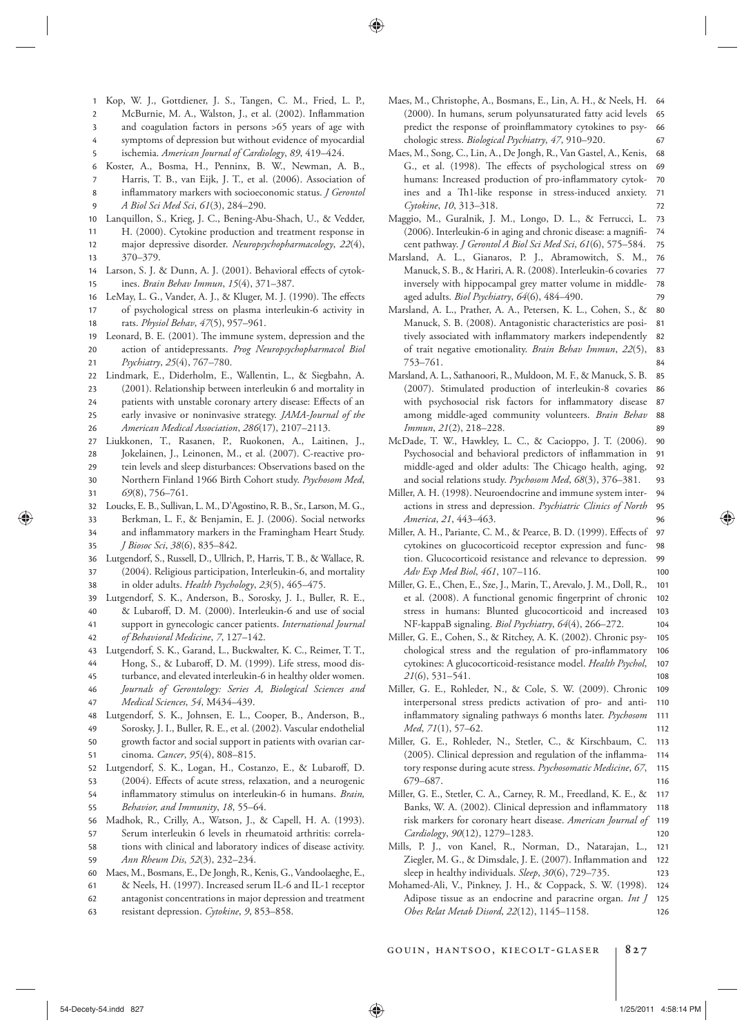Kop, W. J., Gottdiener, J. S., Tangen, C. M., Fried, L. P., McBurnie, M. A., Walston, J., et al. (2002). Inflammation and coagulation factors in persons >65 years of age with symptoms of depression but without evidence of myocardial ischemia. *American Journal of Cardiology*, *89*, 419–424.

Koster, A., Bosma, H., Penninx, B. W., Newman, A. B., Harris, T. B., van Eijk, J. T., et al. (2006). Association of inflammatory markers with socioeconomic status. *J Gerontol A Biol Sci Med Sci*, *61*(3), 284–290.

Lanquillon, S., Krieg, J. C., Bening-Abu-Shach, U., & Vedder, H. (2000). Cytokine production and treatment response in major depressive disorder. *Neuropsychopharmacology*, *22*(4), 370–379.

Larson, S. J. & Dunn, A. J. (2001). Behavioral effects of cytokines. *Brain Behav Immun*, *15*(4), 371–387.

LeMay, L. G., Vander, A. J., & Kluger, M. J. (1990). The effects of psychological stress on plasma interleukin-6 activity in rats. *Physiol Behav*, *47*(5), 957–961.

Leonard, B. E. (2001). The immune system, depression and the action of antidepressants. *Prog Neuropsychopharmacol Biol Psychiatry*, *25*(4), 767–780.

Lindmark, E., Diderholm, E., Wallentin, L., & Siegbahn, A. (2001). Relationship between interleukin 6 and mortality in patients with unstable coronary artery disease: Effects of an early invasive or noninvasive strategy. *JAMA-Journal of the American Medical Association*, *286*(17), 2107–2113.

Liukkonen, T., Rasanen, P., Ruokonen, A., Laitinen, J., Jokelainen, J., Leinonen, M., et al. (2007). C-reactive protein levels and sleep disturbances: Observations based on the Northern Finland 1966 Birth Cohort study. *Psychosom Med*, *69*(8), 756–761.

Loucks, E. B., Sullivan, L. M., D'Agostino, R. B., Sr., Larson, M. G., Berkman, L. F., & Benjamin, E. J. (2006). Social networks and inflammatory markers in the Framingham Heart Study. *J Biosoc Sci*, *38*(6), 835–842.

Lutgendorf, S., Russell, D., Ullrich, P., Harris, T. B., & Wallace, R. (2004). Religious participation, Interleukin-6, and mortality in older adults. *Health Psychology*, *23*(5), 465–475.

Lutgendorf, S. K., Anderson, B., Sorosky, J. I., Buller, R. E., & Lubaroff, D. M. (2000). Interleukin-6 and use of social support in gynecologic cancer patients. *International Journal of Behavioral Medicine*, *7*, 127–142.

Lutgendorf, S. K., Garand, L., Buckwalter, K. C., Reimer, T. T., Hong, S., & Lubaroff, D. M. (1999). Life stress, mood disturbance, and elevated interleukin-6 in healthy older women. *Journals of Gerontology: Series A, Biological Sciences and Medical Sciences*, *54*, M434–439.

Lutgendorf, S. K., Johnsen, E. L., Cooper, B., Anderson, B., Sorosky, J. I., Buller, R. E., et al. (2002). Vascular endothelial growth factor and social support in patients with ovarian carcinoma. *Cancer*, *95*(4), 808–815.

Lutgendorf, S. K., Logan, H., Costanzo, E., & Lubaroff, D. (2004). Effects of acute stress, relaxation, and a neurogenic inflammatory stimulus on interleukin-6 in humans. *Brain, Behavior, and Immunity*, *18*, 55–64.

Madhok, R., Crilly, A., Watson, J., & Capell, H. A. (1993). Serum interleukin 6 levels in rheumatoid arthritis: correlations with clinical and laboratory indices of disease activity. *Ann Rheum Dis*, *52*(3), 232–234.

Maes, M., Bosmans, E., De Jongh, R., Kenis, G., Vandoolaeghe, E., & Neels, H. (1997). Increased serum IL-6 and IL-1 receptor antagonist concentrations in major depression and treatment resistant depression. *Cytokine*, *9*, 853–858.

Maes, M., Christophe, A., Bosmans, E., Lin, A. H., & Neels, H. (2000). In humans, serum polyunsaturated fatty acid levels predict the response of proinflammatory cytokines to psychologic stress. *Biological Psychiatry*, *47*, 910–920.

Maes, M., Song, C., Lin, A., De Jongh, R., Van Gastel, A., Kenis, G., et al. (1998). The effects of psychological stress on humans: Increased production of pro-inflammatory cytokines and a Th1-like response in stress-induced anxiety. *Cytokine*, *10*, 313–318.

Maggio, M., Guralnik, J. M., Longo, D. L., & Ferrucci, L. (2006). Interleukin-6 in aging and chronic disease: a magnificent pathway. *J Gerontol A Biol Sci Med Sci*, *61*(6), 575–584.

Marsland, A. L., Gianaros, P. J., Abramowitch, S. M., Manuck, S. B., & Hariri, A. R. (2008). Interleukin-6 covaries inversely with hippocampal grey matter volume in middle-aged adults. *Biol Psychiatry*, *64*(6), 484–490.

Marsland, A. L., Prather, A. A., Petersen, K. L., Cohen, S., & Manuck, S. B. (2008). Antagonistic characteristics are positively associated with inflammatory markers independently of trait negative emotionality. *Brain Behav Immun*, *22*(5), 753–761.

Marsland, A. L., Sathanoori, R., Muldoon, M. F., & Manuck, S. B. (2007). Stimulated production of interleukin-8 covaries with psychosocial risk factors for inflammatory disease among middle-aged community volunteers. *Brain Behav Immun*, *21*(2), 218–228.

McDade, T. W., Hawkley, L. C., & Cacioppo, J. T. (2006). Psychosocial and behavioral predictors of inflammation in middle-aged and older adults: The Chicago health, aging, and social relations study. *Psychosom Med*, *68*(3), 376–381.

Miller, A. H. (1998). Neuroendocrine and immune system interactions in stress and depression. *Psychiatric Clinics of North America*, *21*, 443–463.

Miller, A. H., Pariante, C. M., & Pearce, B. D. (1999). Effects of cytokines on glucocorticoid receptor expression and function. Glucocorticoid resistance and relevance to depression. *Adv Exp Med Biol*, *461*, 107–116.

Miller, G. E., Chen, E., Sze, J., Marin, T., Arevalo, J. M., Doll, R., et al. (2008). A functional genomic fingerprint of chronic stress in humans: Blunted glucocorticoid and increased NF-kappaB signaling. *Biol Psychiatry*, *64*(4), 266–272.

Miller, G. E., Cohen, S., & Ritchey, A. K. (2002). Chronic psychological stress and the regulation of pro-inflammatory cytokines: A glucocorticoid-resistance model. *Health Psychol*, *21*(6), 531–541.

Miller, G. E., Rohleder, N., & Cole, S. W. (2009). Chronic interpersonal stress predicts activation of pro- and anti-inflammatory signaling pathways 6 months later. *Psychosom Med*, *71*(1), 57–62.

Miller, G. E., Rohleder, N., Stetler, C., & Kirschbaum, C. (2005). Clinical depression and regulation of the inflammatory response during acute stress. *Psychosomatic Medicine*, *67*, 679–687.

Miller, G. E., Stetler, C. A., Carney, R. M., Freedland, K. E., & Banks, W. A. (2002). Clinical depression and inflammatory risk markers for coronary heart disease. *American Journal of Cardiology*, *90*(12), 1279–1283.

Mills, P. J., von Kanel, R., Norman, D., Natarajan, L., Ziegler, M. G., & Dimsdale, J. E. (2007). Inflammation and sleep in healthy individuals. *Sleep*, *30*(6), 729–735.

Mohamed-Ali, V., Pinkney, J. H., & Coppack, S. W. (1998). Adipose tissue as an endocrine and paracrine organ. *Int J Obes Relat Metab Disord*, *22*(12), 1145–1158.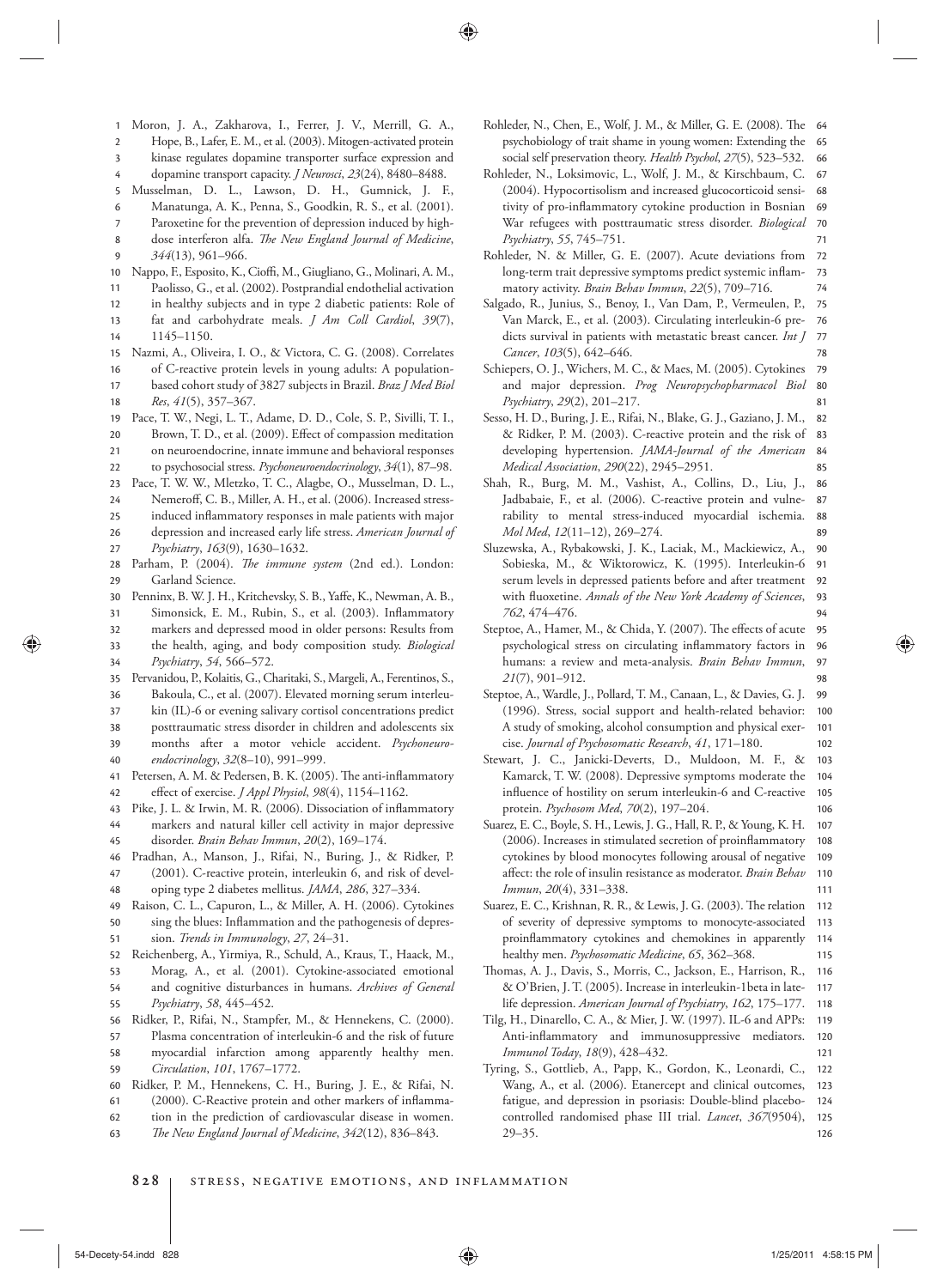Moron, J. A., Zakharova, I., Ferrer, J. V., Merrill, G. A., Hope, B., Lafer, E. M., et al. (2003). Mitogen-activated protein kinase regulates dopamine transporter surface expression and dopamine transport capacity. *J Neurosci*, *23*(24), 8480–8488.

Musselman, D. L., Lawson, D. H., Gumnick, J. F., Manatunga, A. K., Penna, S., Goodkin, R. S., et al. (2001). Paroxetine for the prevention of depression induced by high-dose interferon alfa. *The New England Journal of Medicine*, *344*(13), 961–966.

Nappo, F., Esposito, K., Cioffi, M., Giugliano, G., Molinari, A. M., Paolisso, G., et al. (2002). Postprandial endothelial activation in healthy subjects and in type 2 diabetic patients: Role of fat and carbohydrate meals. *J Am Coll Cardiol*, *39*(7), 1145–1150.

Nazmi, A., Oliveira, I. O., & Victora, C. G. (2008). Correlates of C-reactive protein levels in young adults: A population-based cohort study of 3827 subjects in Brazil. *Braz J Med Biol Res*, *41*(5), 357–367.

Pace, T. W., Negi, L. T., Adame, D. D., Cole, S. P., Sivilli, T. I., Brown, T. D., et al. (2009). Effect of compassion meditation on neuroendocrine, innate immune and behavioral responses to psychosocial stress. *Psychoneuroendocrinology*, *34*(1), 87–98.

Pace, T. W. W., Mletzko, T. C., Alagbe, O., Musselman, D. L., Nemeroff, C. B., Miller, A. H., et al. (2006). Increased stress-induced inflammatory responses in male patients with major depression and increased early life stress. *American Journal of Psychiatry*, *163*(9), 1630–1632.

Parham, P. (2004). *The immune system* (2nd ed.). London: Garland Science.

Penninx, B. W. J. H., Kritchevsky, S. B., Yaffe, K., Newman, A. B., Simonsick, E. M., Rubin, S., et al. (2003). Inflammatory markers and depressed mood in older persons: Results from the health, aging, and body composition study. *Biological Psychiatry*, *54*, 566–572.

Pervanidou, P., Kolaitis, G., Charitaki, S., Margeli, A., Ferentinos, S., Bakoula, C., et al. (2007). Elevated morning serum interleukin (IL)-6 or evening salivary cortisol concentrations predict posttraumatic stress disorder in children and adolescents six months after a motor vehicle accident. *Psychoneuroendocrinology*, *32*(8–10), 991–999.

Petersen, A. M. & Pedersen, B. K. (2005). The anti-inflammatory effect of exercise. *J Appl Physiol*, *98*(4), 1154–1162.

Pike, J. L. & Irwin, M. R. (2006). Dissociation of inflammatory markers and natural killer cell activity in major depressive disorder. *Brain Behav Immun*, *20*(2), 169–174.

Pradhan, A., Manson, J., Rifai, N., Buring, J., & Ridker, P. (2001). C-reactive protein, interleukin 6, and risk of developing type 2 diabetes mellitus. *JAMA*, *286*, 327–334.

Raison, C. L., Capuron, L., & Miller, A. H. (2006). Cytokines sing the blues: Inflammation and the pathogenesis of depression. *Trends in Immunology*, *27*, 24–31.

Reichenberg, A., Yirmiya, R., Schuld, A., Kraus, T., Haack, M., Morag, A., et al. (2001). Cytokine-associated emotional and cognitive disturbances in humans. *Archives of General Psychiatry*, *58*, 445–452.

Ridker, P., Rifai, N., Stampfer, M., & Hennekens, C. (2000). Plasma concentration of interleukin-6 and the risk of future myocardial infarction among apparently healthy men. *Circulation*, *101*, 1767–1772.

Ridker, P. M., Hennekens, C. H., Buring, J. E., & Rifai, N. (2000). C-Reactive protein and other markers of inflammation in the prediction of cardiovascular disease in women. *The New England Journal of Medicine*, *342*(12), 836–843.

Rohleder, N., Chen, E., Wolf, J. M., & Miller, G. E. (2008). The psychobiology of trait shame in young women: Extending the social self preservation theory. *Health Psychol*, *27*(5), 523–532.

Rohleder, N., Loksimovic, L., Wolf, J. M., & Kirschbaum, C. (2004). Hypocortisolism and increased glucocorticoid sensitivity of pro-inflammatory cytokine production in Bosnian War refugees with posttraumatic stress disorder. *Biological Psychiatry*, *55*, 745–751.

Rohleder, N. & Miller, G. E. (2007). Acute deviations from long-term trait depressive symptoms predict systemic inflammatory activity. *Brain Behav Immun*, *22*(5), 709–716.

Salgado, R., Junius, S., Benoy, I., Van Dam, P., Vermeulen, P., Van Marck, E., et al. (2003). Circulating interleukin-6 predicts survival in patients with metastatic breast cancer. *Int J Cancer*, *103*(5), 642–646.

Schiepers, O. J., Wichers, M. C., & Maes, M. (2005). Cytokines and major depression. *Prog Neuropsychopharmacol Biol Psychiatry*, *29*(2), 201–217.

Sesso, H. D., Buring, J. E., Rifai, N., Blake, G. J., Gaziano, J. M., & Ridker, P. M. (2003). C-reactive protein and the risk of developing hypertension. *JAMA-Journal of the American Medical Association*, *290*(22), 2945–2951.

Shah, R., Burg, M. M., Vashist, A., Collins, D., Liu, J., Jadbabaie, F., et al. (2006). C-reactive protein and vulnerability to mental stress-induced myocardial ischemia. *Mol Med*, *12*(11–12), 269–274.

Sluzewska, A., Rybakowski, J. K., Laciak, M., Mackiewicz, A., Sobieska, M., & Wiktorowicz, K. (1995). Interleukin-6 serum levels in depressed patients before and after treatment with fluoxetine. *Annals of the New York Academy of Sciences*, *762*, 474–476.

Steptoe, A., Hamer, M., & Chida, Y. (2007). The effects of acute psychological stress on circulating inflammatory factors in humans: a review and meta-analysis. *Brain Behav Immun*, *21*(7), 901–912.

Steptoe, A., Wardle, J., Pollard, T. M., Canaan, L., & Davies, G. J. (1996). Stress, social support and health-related behavior: A study of smoking, alcohol consumption and physical exercise. *Journal of Psychosomatic Research*, *41*, 171–180.

Stewart, J. C., Janicki-Deverts, D., Muldoon, M. F., & Kamarck, T. W. (2008). Depressive symptoms moderate the influence of hostility on serum interleukin-6 and C-reactive protein. *Psychosom Med*, *70*(2), 197–204.

Suarez, E. C., Boyle, S. H., Lewis, J. G., Hall, R. P., & Young, K. H. (2006). Increases in stimulated secretion of proinflammatory cytokines by blood monocytes following arousal of negative affect: the role of insulin resistance as moderator. *Brain Behav Immun*, *20*(4), 331–338.

Suarez, E. C., Krishnan, R. R., & Lewis, J. G. (2003). The relation of severity of depressive symptoms to monocyte-associated proinflammatory cytokines and chemokines in apparently healthy men. *Psychosomatic Medicine*, *65*, 362–368.

Thomas, A. J., Davis, S., Morris, C., Jackson, E., Harrison, R., & O'Brien, J. T. (2005). Increase in interleukin-1beta in late-life depression. *American Journal of Psychiatry*, *162*, 175–177.

Tilg, H., Dinarello, C. A., & Mier, J. W. (1997). IL-6 and APPs: Anti-inflammatory and immunosuppressive mediators. *Immunol Today*, *18*(9), 428–432.

Tyring, S., Gottlieb, A., Papp, K., Gordon, K., Leonardi, C., Wang, A., et al. (2006). Etanercept and clinical outcomes, fatigue, and depression in psoriasis: Double-blind placebo-controlled randomised phase III trial. *Lancet*, *367*(9504), 29–35.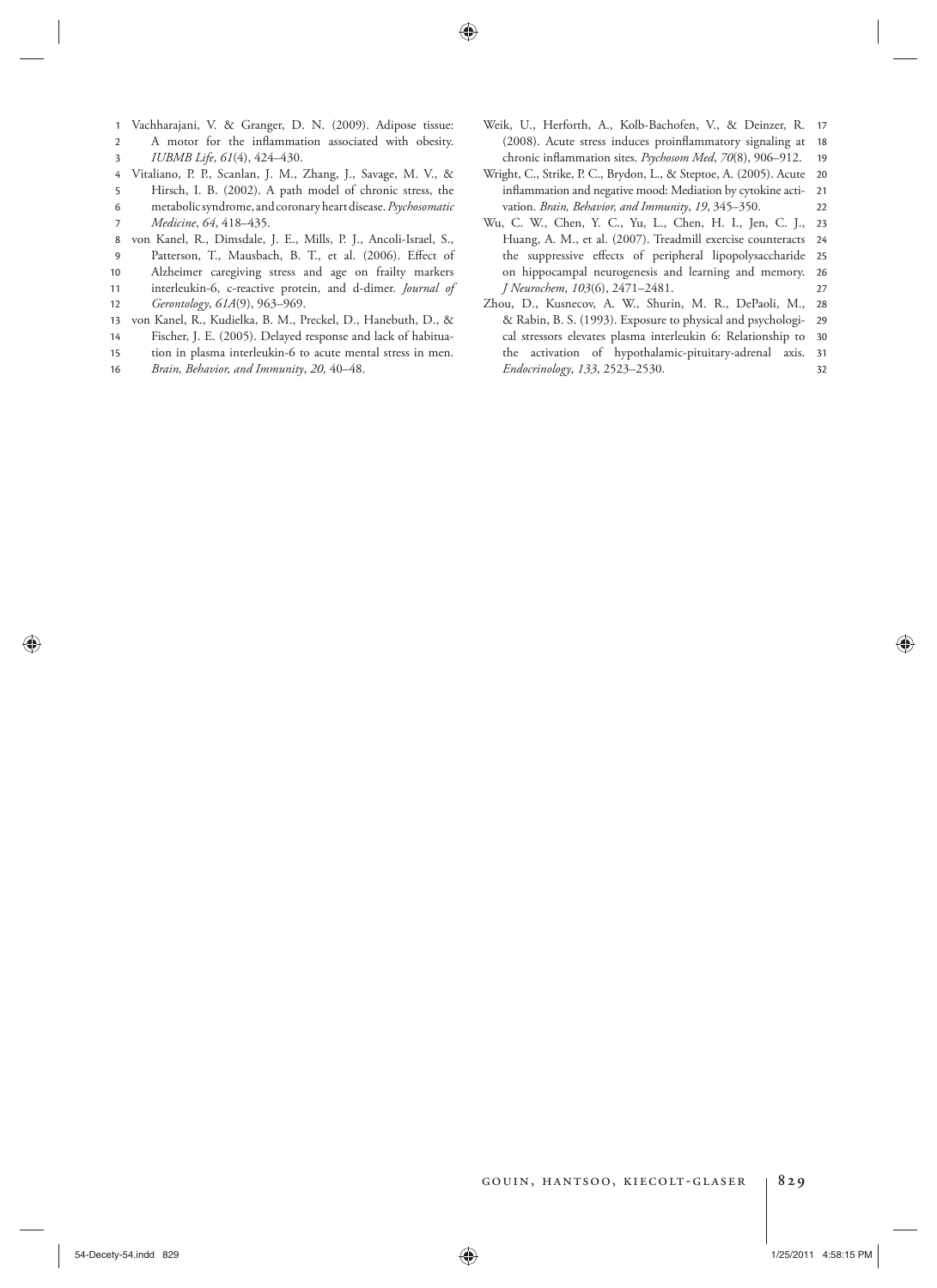Vachharajani, V. & Granger, D. N. (2009). Adipose tissue: A motor for the inflammation associated with obesity. *IUBMB Life*, *61*(4), 424–430.

Vitaliano, P. P., Scanlan, J. M., Zhang, J., Savage, M. V., & Hirsch, I. B. (2002). A path model of chronic stress, the metabolic syndrome, and coronary heart disease. *Psychosomatic Medicine*, *64*, 418–435.

von Kanel, R., Dimsdale, J. E., Mills, P. J., Ancoli-Israel, S., Patterson, T., Mausbach, B. T., et al. (2006). Effect of Alzheimer caregiving stress and age on frailty markers interleukin-6, c-reactive protein, and d-dimer. *Journal of Gerontology*, *61A*(9), 963–969.

von Kanel, R., Kudielka, B. M., Preckel, D., Hanebuth, D., & Fischer, J. E. (2005). Delayed response and lack of habituation in plasma interleukin-6 to acute mental stress in men. *Brain, Behavior, and Immunity*, *20,* 40–48.

Weik, U., Herforth, A., Kolb-Bachofen, V., & Deinzer, R. (2008). Acute stress induces proinflammatory signaling at chronic inflammation sites. *Psychosom Med*, *70*(8), 906–912.

Wright, C., Strike, P. C., Brydon, L., & Steptoe, A. (2005). Acute inflammation and negative mood: Mediation by cytokine activation. *Brain, Behavior, and Immunity*, *19*, 345–350.

Wu, C. W., Chen, Y. C., Yu, L., Chen, H. I., Jen, C. J., Huang, A. M., et al. (2007). Treadmill exercise counteracts the suppressive effects of peripheral lipopolysaccharide on hippocampal neurogenesis and learning and memory. *J Neurochem*, *103*(6), 2471–2481.

Zhou, D., Kusnecov, A. W., Shurin, M. R., DePaoli, M., & Rabin, B. S. (1993). Exposure to physical and psychological stressors elevates plasma interleukin 6: Relationship to the activation of hypothalamic-pituitary-adrenal axis. *Endocrinology*, *133*, 2523–2530.